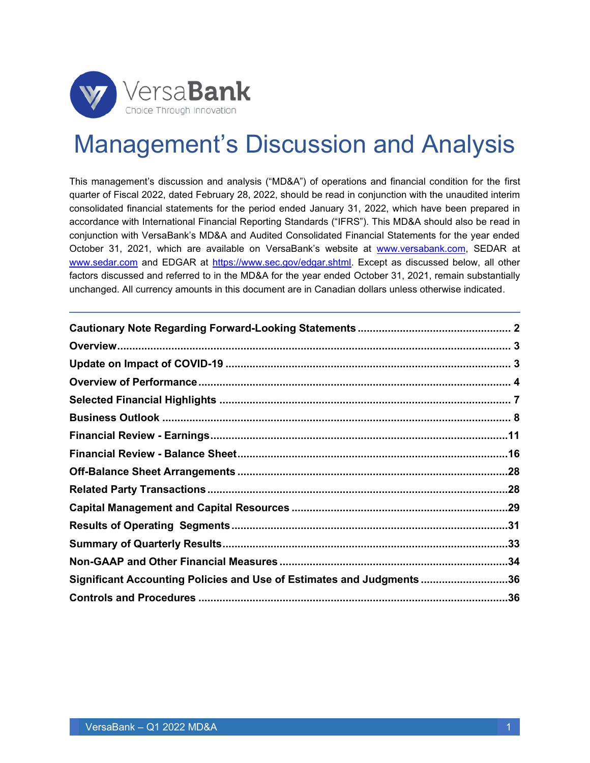VersaBank

Choice Through Innovation

# Management's Discussion and Analysis

This management's discussion and analysis ("MD&A") of operations and financial condition for the first quarter of Fiscal 2022, dated February 28, 2022, should be read in conjunction with the unaudited interim consolidated financial statements for the period ended January 31, 2022, which have been prepared in accordance with International Financial Reporting Standards ("IFRS"). This MD&A should also be read in conjunction with VersaBank's MD&A and Audited Consolidated Financial Statements for the year ended October 31, 2021, which are available on VersaBank's website at www.versabank.com, SEDAR at www.sedar.com and EDGAR at https://www.sec.gov/edgar.shtml. Except as discussed below, all other factors discussed and referred to in the MD&A for the year ended October 31, 2021, remain substantially unchanged. All currency amounts in this document are in Canadian dollars unless otherwise indicated.

---

| | |
|---|---|
| **Cautionary Note Regarding Forward-Looking Statements** | **2** |
| **Overview** | **3** |
| **Update on Impact of COVID-19** | **3** |
| **Overview of Performance** | **4** |
| **Selected Financial Highlights** | **7** |
| **Business Outlook** | **8** |
| **Financial Review - Earnings** | **11** |
| **Financial Review - Balance Sheet** | **16** |
| **Off-Balance Sheet Arrangements** | **28** |
| **Related Party Transactions** | **28** |
| **Capital Management and Capital Resources** | **29** |
| **Results of Operating Segments** | **31** |
| **Summary of Quarterly Results** | **33** |
| **Non-GAAP and Other Financial Measures** | **34** |
| **Significant Accounting Policies and Use of Estimates and Judgments** | **36** |
| **Controls and Procedures** | **36** |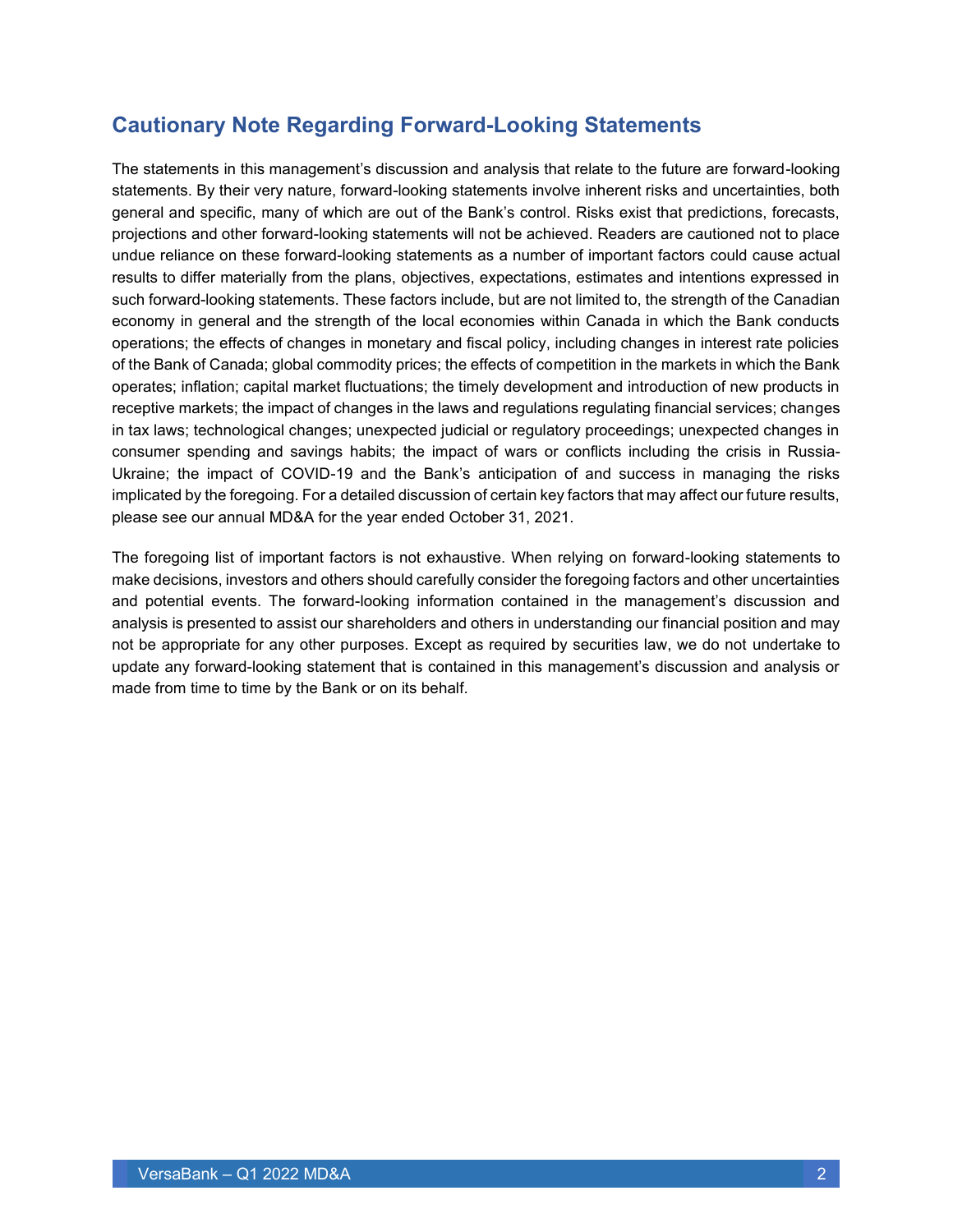## Cautionary Note Regarding Forward-Looking Statements

The statements in this management's discussion and analysis that relate to the future are forward-looking statements. By their very nature, forward-looking statements involve inherent risks and uncertainties, both general and specific, many of which are out of the Bank's control. Risks exist that predictions, forecasts, projections and other forward-looking statements will not be achieved. Readers are cautioned not to place undue reliance on these forward-looking statements as a number of important factors could cause actual results to differ materially from the plans, objectives, expectations, estimates and intentions expressed in such forward-looking statements. These factors include, but are not limited to, the strength of the Canadian economy in general and the strength of the local economies within Canada in which the Bank conducts operations; the effects of changes in monetary and fiscal policy, including changes in interest rate policies of the Bank of Canada; global commodity prices; the effects of competition in the markets in which the Bank operates; inflation; capital market fluctuations; the timely development and introduction of new products in receptive markets; the impact of changes in the laws and regulations regulating financial services; changes in tax laws; technological changes; unexpected judicial or regulatory proceedings; unexpected changes in consumer spending and savings habits; the impact of wars or conflicts including the crisis in Russia-Ukraine; the impact of COVID-19 and the Bank's anticipation of and success in managing the risks implicated by the foregoing. For a detailed discussion of certain key factors that may affect our future results, please see our annual MD&A for the year ended October 31, 2021.

The foregoing list of important factors is not exhaustive. When relying on forward-looking statements to make decisions, investors and others should carefully consider the foregoing factors and other uncertainties and potential events. The forward-looking information contained in the management's discussion and analysis is presented to assist our shareholders and others in understanding our financial position and may not be appropriate for any other purposes. Except as required by securities law, we do not undertake to update any forward-looking statement that is contained in this management's discussion and analysis or made from time to time by the Bank or on its behalf.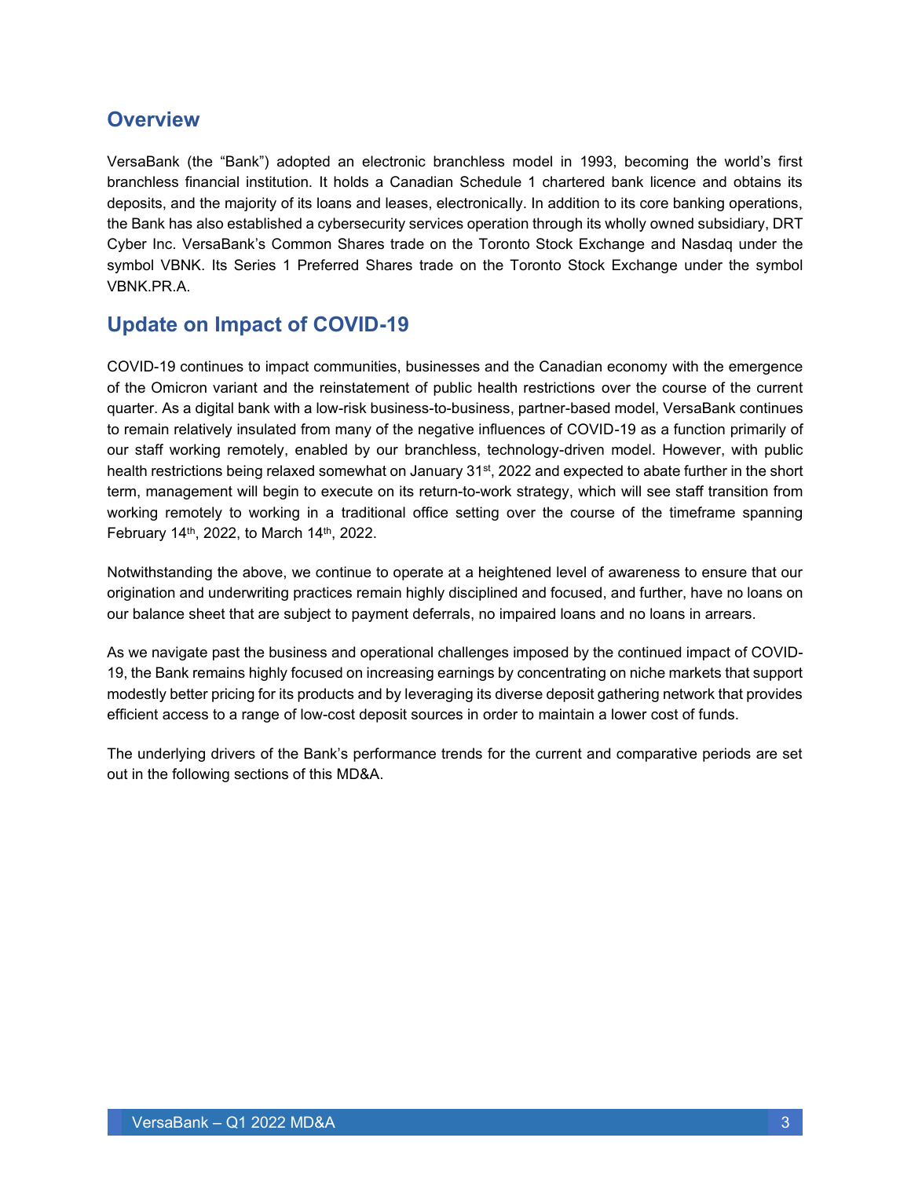## Overview

VersaBank (the "Bank") adopted an electronic branchless model in 1993, becoming the world's first branchless financial institution. It holds a Canadian Schedule 1 chartered bank licence and obtains its deposits, and the majority of its loans and leases, electronically. In addition to its core banking operations, the Bank has also established a cybersecurity services operation through its wholly owned subsidiary, DRT Cyber Inc. VersaBank's Common Shares trade on the Toronto Stock Exchange and Nasdaq under the symbol VBNK. Its Series 1 Preferred Shares trade on the Toronto Stock Exchange under the symbol VBNK.PR.A.

## Update on Impact of COVID-19

COVID-19 continues to impact communities, businesses and the Canadian economy with the emergence of the Omicron variant and the reinstatement of public health restrictions over the course of the current quarter. As a digital bank with a low-risk business-to-business, partner-based model, VersaBank continues to remain relatively insulated from many of the negative influences of COVID-19 as a function primarily of our staff working remotely, enabled by our branchless, technology-driven model. However, with public health restrictions being relaxed somewhat on January 31st, 2022 and expected to abate further in the short term, management will begin to execute on its return-to-work strategy, which will see staff transition from working remotely to working in a traditional office setting over the course of the timeframe spanning February 14th, 2022, to March 14th, 2022.

Notwithstanding the above, we continue to operate at a heightened level of awareness to ensure that our origination and underwriting practices remain highly disciplined and focused, and further, have no loans on our balance sheet that are subject to payment deferrals, no impaired loans and no loans in arrears.

As we navigate past the business and operational challenges imposed by the continued impact of COVID-19, the Bank remains highly focused on increasing earnings by concentrating on niche markets that support modestly better pricing for its products and by leveraging its diverse deposit gathering network that provides efficient access to a range of low-cost deposit sources in order to maintain a lower cost of funds.

The underlying drivers of the Bank's performance trends for the current and comparative periods are set out in the following sections of this MD&A.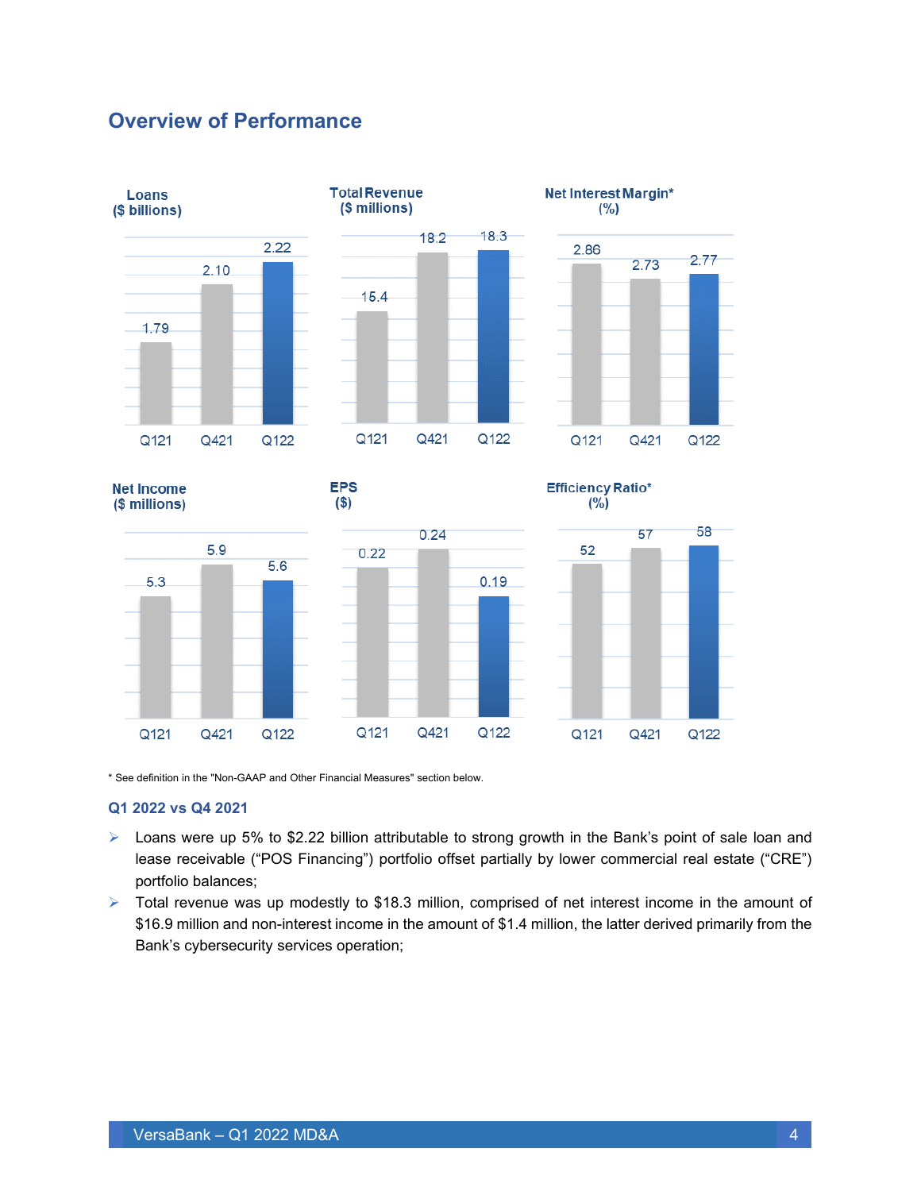## Overview of Performance

**Loans ($ billions)**

| Q121 | Q421 | Q122 |
| --- | --- | --- |
| 1.79 | 2.10 | 2.22 |

**Total Revenue ($ millions)**

| Q121 | Q421 | Q122 |
| --- | --- | --- |
| 15.4 | 18.2 | 18.3 |

**Net Interest Margin* (%)**

| Q121 | Q421 | Q122 |
| --- | --- | --- |
| 2.86 | 2.73 | 2.77 |

**Net Income ($ millions)**

| Q121 | Q421 | Q122 |
| --- | --- | --- |
| 5.3 | 5.9 | 5.6 |

**EPS ($)**

| Q121 | Q421 | Q122 |
| --- | --- | --- |
| 0.22 | 0.24 | 0.19 |

**Efficiency Ratio* (%)**

| Q121 | Q421 | Q122 |
| --- | --- | --- |
| 52 | 57 | 58 |

* See definition in the "Non-GAAP and Other Financial Measures" section below.

### Q1 2022 vs Q4 2021

- Loans were up 5% to $2.22 billion attributable to strong growth in the Bank's point of sale loan and lease receivable ("POS Financing") portfolio offset partially by lower commercial real estate ("CRE") portfolio balances;
- Total revenue was up modestly to $18.3 million, comprised of net interest income in the amount of $16.9 million and non-interest income in the amount of $1.4 million, the latter derived primarily from the Bank's cybersecurity services operation;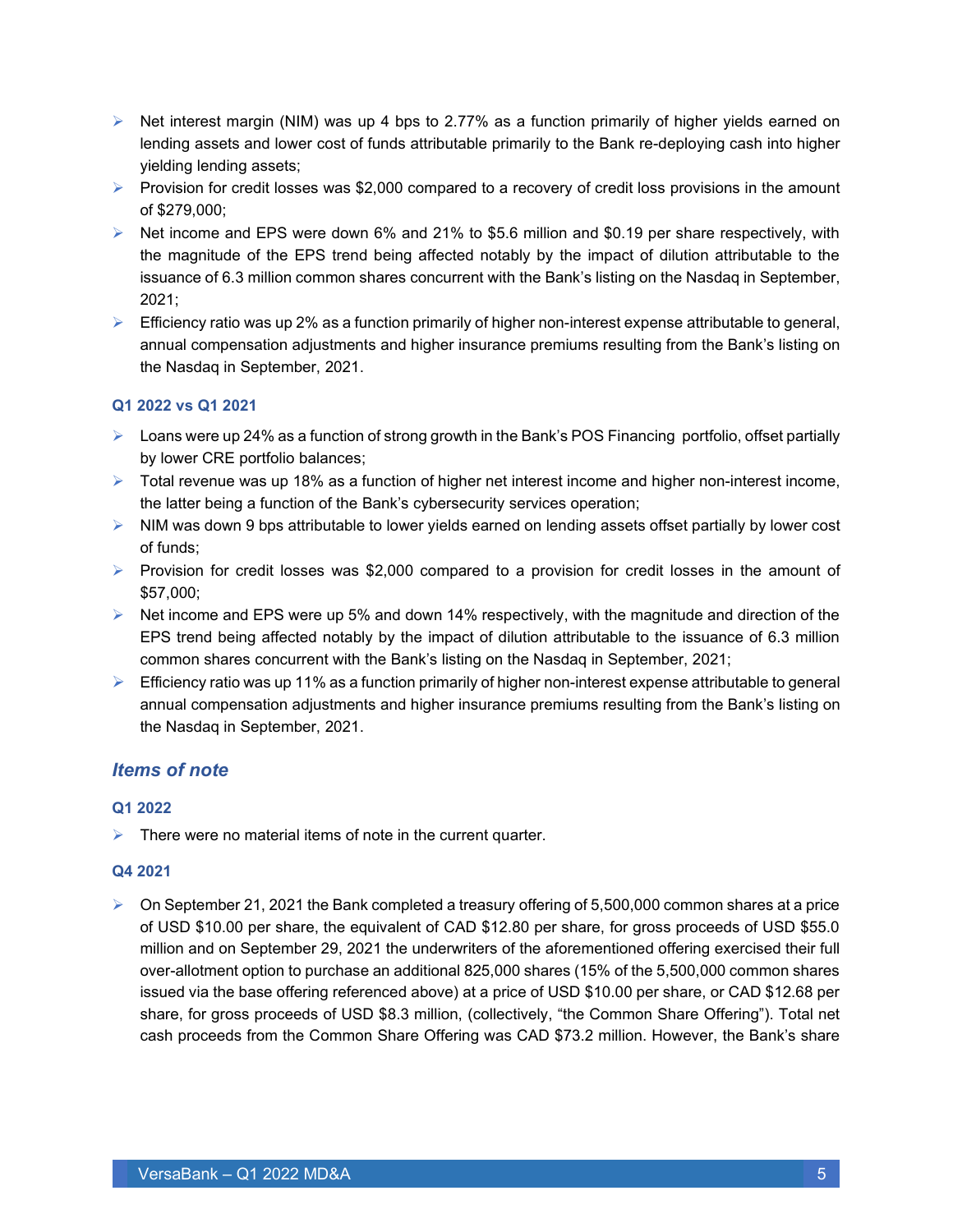- Net interest margin (NIM) was up 4 bps to 2.77% as a function primarily of higher yields earned on lending assets and lower cost of funds attributable primarily to the Bank re-deploying cash into higher yielding lending assets;
- Provision for credit losses was $2,000 compared to a recovery of credit loss provisions in the amount of $279,000;
- Net income and EPS were down 6% and 21% to $5.6 million and $0.19 per share respectively, with the magnitude of the EPS trend being affected notably by the impact of dilution attributable to the issuance of 6.3 million common shares concurrent with the Bank's listing on the Nasdaq in September, 2021;
- Efficiency ratio was up 2% as a function primarily of higher non-interest expense attributable to general, annual compensation adjustments and higher insurance premiums resulting from the Bank's listing on the Nasdaq in September, 2021.

#### Q1 2022 vs Q1 2021

- Loans were up 24% as a function of strong growth in the Bank's POS Financing portfolio, offset partially by lower CRE portfolio balances;
- Total revenue was up 18% as a function of higher net interest income and higher non-interest income, the latter being a function of the Bank's cybersecurity services operation;
- NIM was down 9 bps attributable to lower yields earned on lending assets offset partially by lower cost of funds;
- Provision for credit losses was $2,000 compared to a provision for credit losses in the amount of $57,000;
- Net income and EPS were up 5% and down 14% respectively, with the magnitude and direction of the EPS trend being affected notably by the impact of dilution attributable to the issuance of 6.3 million common shares concurrent with the Bank's listing on the Nasdaq in September, 2021;
- Efficiency ratio was up 11% as a function primarily of higher non-interest expense attributable to general annual compensation adjustments and higher insurance premiums resulting from the Bank's listing on the Nasdaq in September, 2021.

### *Items of note*

#### Q1 2022

- There were no material items of note in the current quarter.

#### Q4 2021

- On September 21, 2021 the Bank completed a treasury offering of 5,500,000 common shares at a price of USD $10.00 per share, the equivalent of CAD $12.80 per share, for gross proceeds of USD $55.0 million and on September 29, 2021 the underwriters of the aforementioned offering exercised their full over-allotment option to purchase an additional 825,000 shares (15% of the 5,500,000 common shares issued via the base offering referenced above) at a price of USD $10.00 per share, or CAD $12.68 per share, for gross proceeds of USD $8.3 million, (collectively, "the Common Share Offering"). Total net cash proceeds from the Common Share Offering was CAD $73.2 million. However, the Bank's share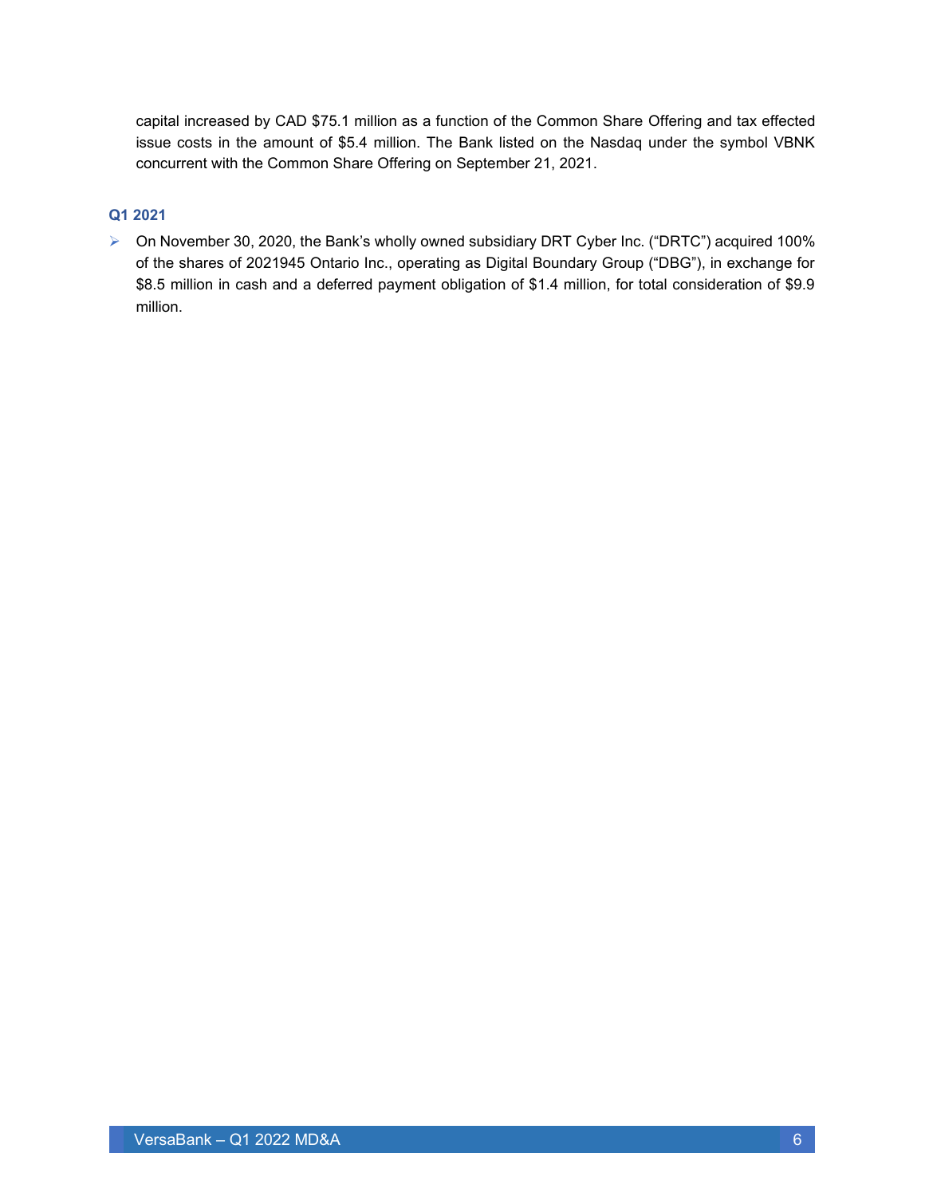capital increased by CAD $75.1 million as a function of the Common Share Offering and tax effected issue costs in the amount of $5.4 million. The Bank listed on the Nasdaq under the symbol VBNK concurrent with the Common Share Offering on September 21, 2021.

### Q1 2021

- On November 30, 2020, the Bank's wholly owned subsidiary DRT Cyber Inc. ("DRTC") acquired 100% of the shares of 2021945 Ontario Inc., operating as Digital Boundary Group ("DBG"), in exchange for $8.5 million in cash and a deferred payment obligation of $1.4 million, for total consideration of $9.9 million.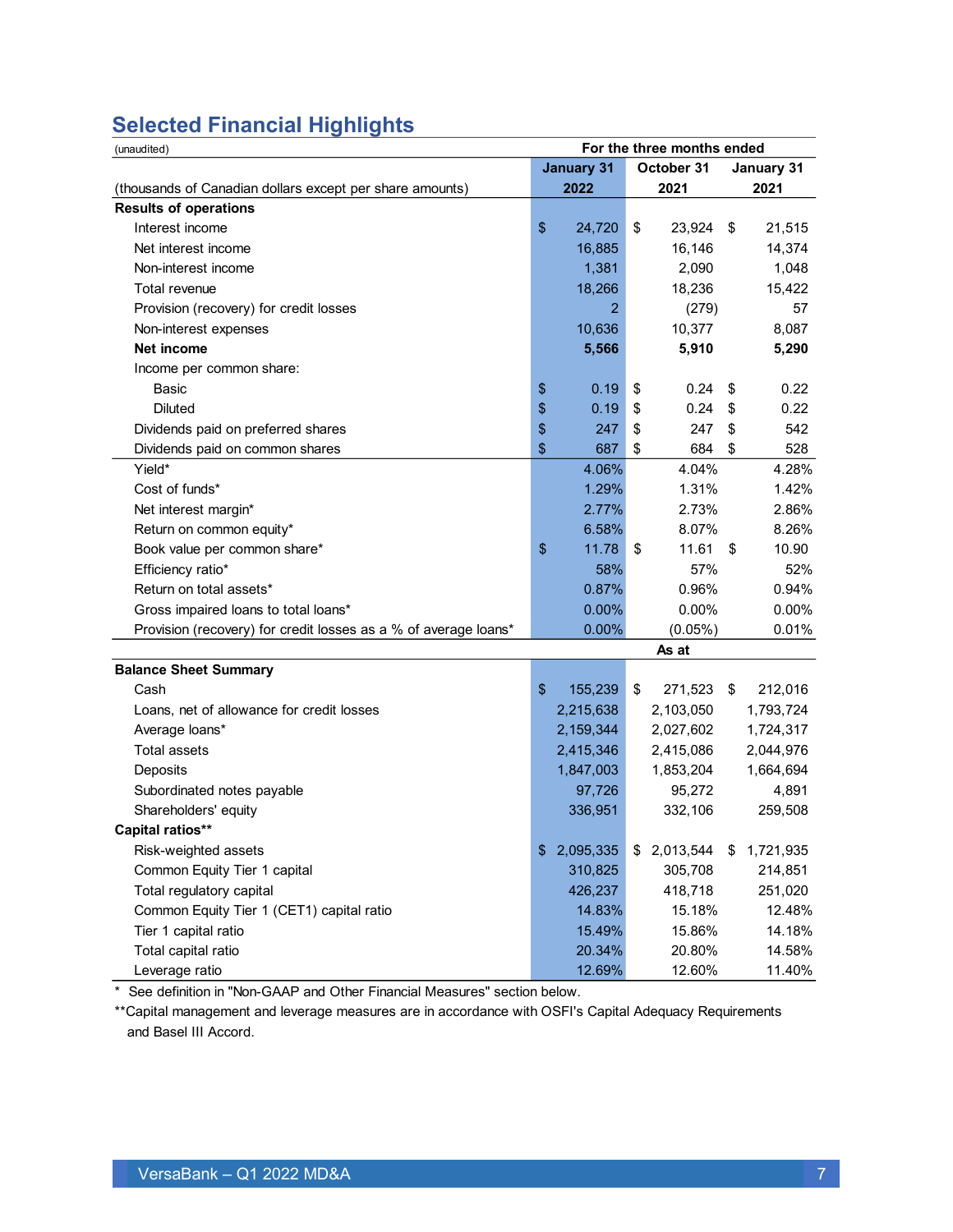## Selected Financial Highlights

| (unaudited) | For the three months ended | | |
|---|---|---|---|
| (thousands of Canadian dollars except per share amounts) | January 31 2022 | October 31 2021 | January 31 2021 |
| **Results of operations** | | | |
| Interest income | $ 24,720 | $ 23,924 | $ 21,515 |
| Net interest income | 16,885 | 16,146 | 14,374 |
| Non-interest income | 1,381 | 2,090 | 1,048 |
| Total revenue | 18,266 | 18,236 | 15,422 |
| Provision (recovery) for credit losses | 2 | (279) | 57 |
| Non-interest expenses | 10,636 | 10,377 | 8,087 |
| **Net income** | **5,566** | **5,910** | **5,290** |
| Income per common share: | | | |
| Basic | $ 0.19 | $ 0.24 | $ 0.22 |
| Diluted | $ 0.19 | $ 0.24 | $ 0.22 |
| Dividends paid on preferred shares | $ 247 | $ 247 | $ 542 |
| Dividends paid on common shares | $ 687 | $ 684 | $ 528 |
| Yield* | 4.06% | 4.04% | 4.28% |
| Cost of funds* | 1.29% | 1.31% | 1.42% |
| Net interest margin* | 2.77% | 2.73% | 2.86% |
| Return on common equity* | 6.58% | 8.07% | 8.26% |
| Book value per common share* | $ 11.78 | $ 11.61 | $ 10.90 |
| Efficiency ratio* | 58% | 57% | 52% |
| Return on total assets* | 0.87% | 0.96% | 0.94% |
| Gross impaired loans to total loans* | 0.00% | 0.00% | 0.00% |
| Provision (recovery) for credit losses as a % of average loans* | 0.00% | (0.05%) | 0.01% |
| | | As at | |
| **Balance Sheet Summary** | | | |
| Cash | $ 155,239 | $ 271,523 | $ 212,016 |
| Loans, net of allowance for credit losses | 2,215,638 | 2,103,050 | 1,793,724 |
| Average loans* | 2,159,344 | 2,027,602 | 1,724,317 |
| Total assets | 2,415,346 | 2,415,086 | 2,044,976 |
| Deposits | 1,847,003 | 1,853,204 | 1,664,694 |
| Subordinated notes payable | 97,726 | 95,272 | 4,891 |
| Shareholders' equity | 336,951 | 332,106 | 259,508 |
| **Capital ratios**** | | | |
| Risk-weighted assets | $ 2,095,335 | $ 2,013,544 | $ 1,721,935 |
| Common Equity Tier 1 capital | 310,825 | 305,708 | 214,851 |
| Total regulatory capital | 426,237 | 418,718 | 251,020 |
| Common Equity Tier 1 (CET1) capital ratio | 14.83% | 15.18% | 12.48% |
| Tier 1 capital ratio | 15.49% | 15.86% | 14.18% |
| Total capital ratio | 20.34% | 20.80% | 14.58% |
| Leverage ratio | 12.69% | 12.60% | 11.40% |

\* See definition in "Non-GAAP and Other Financial Measures" section below.

**Capital management and leverage measures are in accordance with OSFI's Capital Adequacy Requirements and Basel III Accord.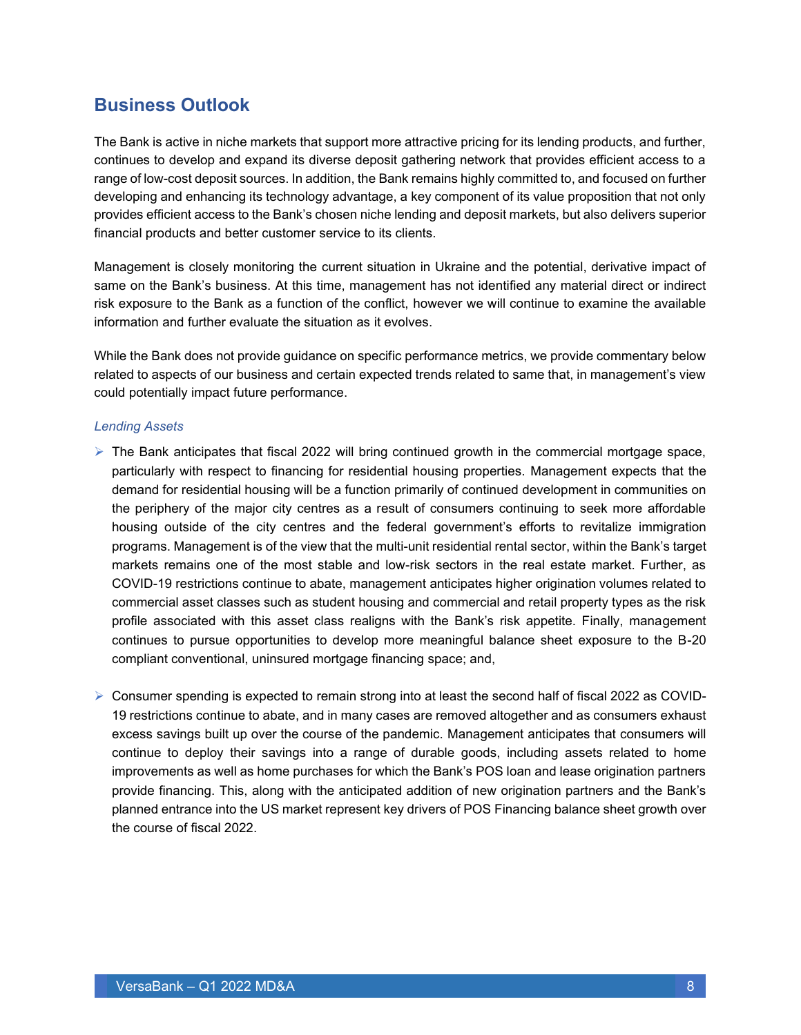## Business Outlook

The Bank is active in niche markets that support more attractive pricing for its lending products, and further, continues to develop and expand its diverse deposit gathering network that provides efficient access to a range of low-cost deposit sources. In addition, the Bank remains highly committed to, and focused on further developing and enhancing its technology advantage, a key component of its value proposition that not only provides efficient access to the Bank's chosen niche lending and deposit markets, but also delivers superior financial products and better customer service to its clients.

Management is closely monitoring the current situation in Ukraine and the potential, derivative impact of same on the Bank's business. At this time, management has not identified any material direct or indirect risk exposure to the Bank as a function of the conflict, however we will continue to examine the available information and further evaluate the situation as it evolves.

While the Bank does not provide guidance on specific performance metrics, we provide commentary below related to aspects of our business and certain expected trends related to same that, in management's view could potentially impact future performance.

*Lending Assets*

- The Bank anticipates that fiscal 2022 will bring continued growth in the commercial mortgage space, particularly with respect to financing for residential housing properties. Management expects that the demand for residential housing will be a function primarily of continued development in communities on the periphery of the major city centres as a result of consumers continuing to seek more affordable housing outside of the city centres and the federal government's efforts to revitalize immigration programs. Management is of the view that the multi-unit residential rental sector, within the Bank's target markets remains one of the most stable and low-risk sectors in the real estate market. Further, as COVID-19 restrictions continue to abate, management anticipates higher origination volumes related to commercial asset classes such as student housing and commercial and retail property types as the risk profile associated with this asset class realigns with the Bank's risk appetite. Finally, management continues to pursue opportunities to develop more meaningful balance sheet exposure to the B-20 compliant conventional, uninsured mortgage financing space; and,

- Consumer spending is expected to remain strong into at least the second half of fiscal 2022 as COVID-19 restrictions continue to abate, and in many cases are removed altogether and as consumers exhaust excess savings built up over the course of the pandemic. Management anticipates that consumers will continue to deploy their savings into a range of durable goods, including assets related to home improvements as well as home purchases for which the Bank's POS loan and lease origination partners provide financing. This, along with the anticipated addition of new origination partners and the Bank's planned entrance into the US market represent key drivers of POS Financing balance sheet growth over the course of fiscal 2022.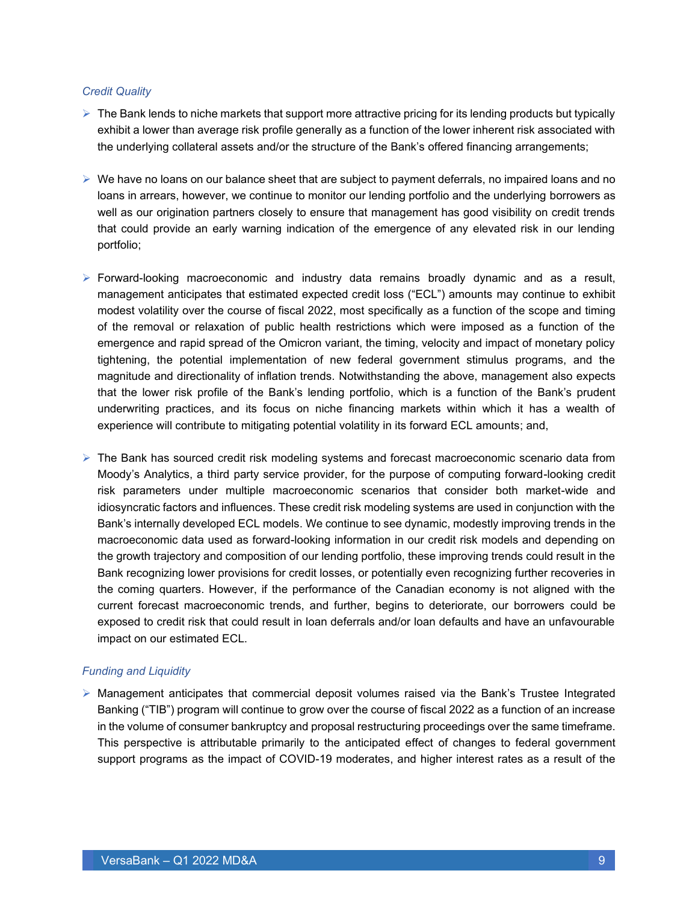*Credit Quality*

- The Bank lends to niche markets that support more attractive pricing for its lending products but typically exhibit a lower than average risk profile generally as a function of the lower inherent risk associated with the underlying collateral assets and/or the structure of the Bank's offered financing arrangements;

- We have no loans on our balance sheet that are subject to payment deferrals, no impaired loans and no loans in arrears, however, we continue to monitor our lending portfolio and the underlying borrowers as well as our origination partners closely to ensure that management has good visibility on credit trends that could provide an early warning indication of the emergence of any elevated risk in our lending portfolio;

- Forward-looking macroeconomic and industry data remains broadly dynamic and as a result, management anticipates that estimated expected credit loss ("ECL") amounts may continue to exhibit modest volatility over the course of fiscal 2022, most specifically as a function of the scope and timing of the removal or relaxation of public health restrictions which were imposed as a function of the emergence and rapid spread of the Omicron variant, the timing, velocity and impact of monetary policy tightening, the potential implementation of new federal government stimulus programs, and the magnitude and directionality of inflation trends. Notwithstanding the above, management also expects that the lower risk profile of the Bank's lending portfolio, which is a function of the Bank's prudent underwriting practices, and its focus on niche financing markets within which it has a wealth of experience will contribute to mitigating potential volatility in its forward ECL amounts; and,

- The Bank has sourced credit risk modeling systems and forecast macroeconomic scenario data from Moody's Analytics, a third party service provider, for the purpose of computing forward-looking credit risk parameters under multiple macroeconomic scenarios that consider both market-wide and idiosyncratic factors and influences. These credit risk modeling systems are used in conjunction with the Bank's internally developed ECL models. We continue to see dynamic, modestly improving trends in the macroeconomic data used as forward-looking information in our credit risk models and depending on the growth trajectory and composition of our lending portfolio, these improving trends could result in the Bank recognizing lower provisions for credit losses, or potentially even recognizing further recoveries in the coming quarters. However, if the performance of the Canadian economy is not aligned with the current forecast macroeconomic trends, and further, begins to deteriorate, our borrowers could be exposed to credit risk that could result in loan deferrals and/or loan defaults and have an unfavourable impact on our estimated ECL.

*Funding and Liquidity*

- Management anticipates that commercial deposit volumes raised via the Bank's Trustee Integrated Banking ("TIB") program will continue to grow over the course of fiscal 2022 as a function of an increase in the volume of consumer bankruptcy and proposal restructuring proceedings over the same timeframe. This perspective is attributable primarily to the anticipated effect of changes to federal government support programs as the impact of COVID-19 moderates, and higher interest rates as a result of the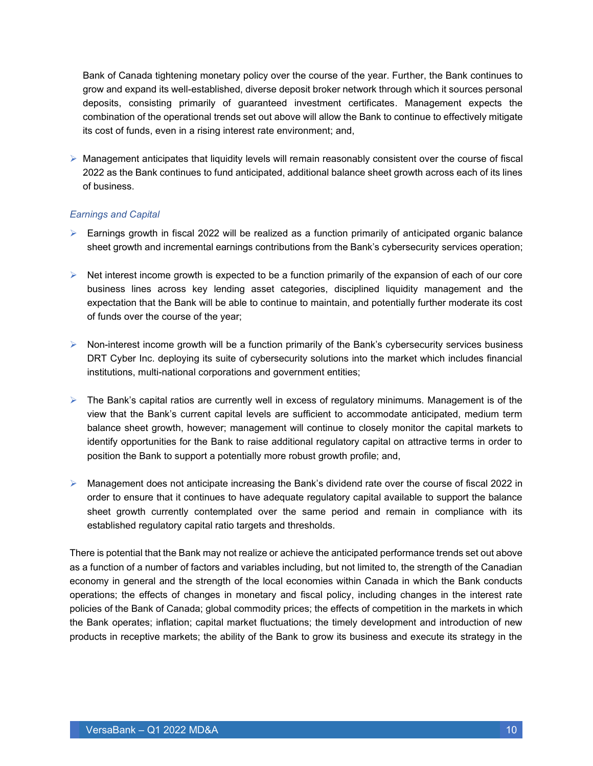Bank of Canada tightening monetary policy over the course of the year. Further, the Bank continues to grow and expand its well-established, diverse deposit broker network through which it sources personal deposits, consisting primarily of guaranteed investment certificates. Management expects the combination of the operational trends set out above will allow the Bank to continue to effectively mitigate its cost of funds, even in a rising interest rate environment; and,

- Management anticipates that liquidity levels will remain reasonably consistent over the course of fiscal 2022 as the Bank continues to fund anticipated, additional balance sheet growth across each of its lines of business.

*Earnings and Capital*

- Earnings growth in fiscal 2022 will be realized as a function primarily of anticipated organic balance sheet growth and incremental earnings contributions from the Bank's cybersecurity services operation;

- Net interest income growth is expected to be a function primarily of the expansion of each of our core business lines across key lending asset categories, disciplined liquidity management and the expectation that the Bank will be able to continue to maintain, and potentially further moderate its cost of funds over the course of the year;

- Non-interest income growth will be a function primarily of the Bank's cybersecurity services business DRT Cyber Inc. deploying its suite of cybersecurity solutions into the market which includes financial institutions, multi-national corporations and government entities;

- The Bank's capital ratios are currently well in excess of regulatory minimums. Management is of the view that the Bank's current capital levels are sufficient to accommodate anticipated, medium term balance sheet growth, however; management will continue to closely monitor the capital markets to identify opportunities for the Bank to raise additional regulatory capital on attractive terms in order to position the Bank to support a potentially more robust growth profile; and,

- Management does not anticipate increasing the Bank's dividend rate over the course of fiscal 2022 in order to ensure that it continues to have adequate regulatory capital available to support the balance sheet growth currently contemplated over the same period and remain in compliance with its established regulatory capital ratio targets and thresholds.

There is potential that the Bank may not realize or achieve the anticipated performance trends set out above as a function of a number of factors and variables including, but not limited to, the strength of the Canadian economy in general and the strength of the local economies within Canada in which the Bank conducts operations; the effects of changes in monetary and fiscal policy, including changes in the interest rate policies of the Bank of Canada; global commodity prices; the effects of competition in the markets in which the Bank operates; inflation; capital market fluctuations; the timely development and introduction of new products in receptive markets; the ability of the Bank to grow its business and execute its strategy in the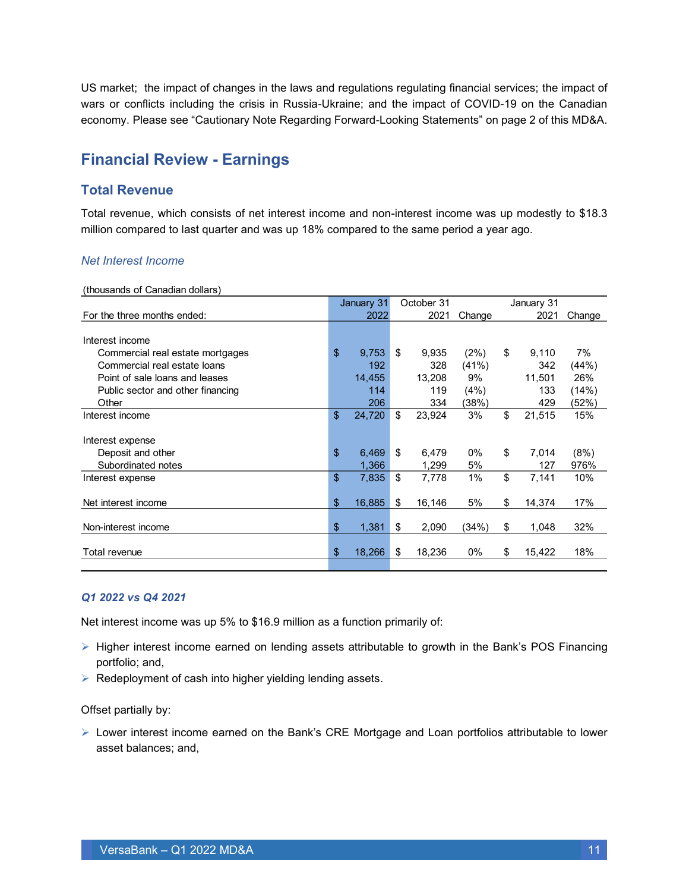US market; the impact of changes in the laws and regulations regulating financial services; the impact of wars or conflicts including the crisis in Russia-Ukraine; and the impact of COVID-19 on the Canadian economy. Please see "Cautionary Note Regarding Forward-Looking Statements" on page 2 of this MD&A.

# Financial Review - Earnings

## Total Revenue

Total revenue, which consists of net interest income and non-interest income was up modestly to $18.3 million compared to last quarter and was up 18% compared to the same period a year ago.

### *Net Interest Income*

(thousands of Canadian dollars)

| For the three months ended: | January 31 2022 | October 31 2021 | Change | January 31 2021 | Change |
|---|---|---|---|---|---|
| Interest income | | | | | |
| Commercial real estate mortgages | $ 9,753 | $ 9,935 | (2%) | $ 9,110 | 7% |
| Commercial real estate loans | 192 | 328 | (41%) | 342 | (44%) |
| Point of sale loans and leases | 14,455 | 13,208 | 9% | 11,501 | 26% |
| Public sector and other financing | 114 | 119 | (4%) | 133 | (14%) |
| Other | 206 | 334 | (38%) | 429 | (52%) |
| Interest income | $ 24,720 | $ 23,924 | 3% | $ 21,515 | 15% |
| Interest expense | | | | | |
| Deposit and other | $ 6,469 | $ 6,479 | 0% | $ 7,014 | (8%) |
| Subordinated notes | 1,366 | 1,299 | 5% | 127 | 976% |
| Interest expense | $ 7,835 | $ 7,778 | 1% | $ 7,141 | 10% |
| Net interest income | $ 16,885 | $ 16,146 | 5% | $ 14,374 | 17% |
| Non-interest income | $ 1,381 | $ 2,090 | (34%) | $ 1,048 | 32% |
| Total revenue | $ 18,266 | $ 18,236 | 0% | $ 15,422 | 18% |

***Q1 2022 vs Q4 2021***

Net interest income was up 5% to $16.9 million as a function primarily of:

- Higher interest income earned on lending assets attributable to growth in the Bank's POS Financing portfolio; and,
- Redeployment of cash into higher yielding lending assets.

Offset partially by:

- Lower interest income earned on the Bank's CRE Mortgage and Loan portfolios attributable to lower asset balances; and,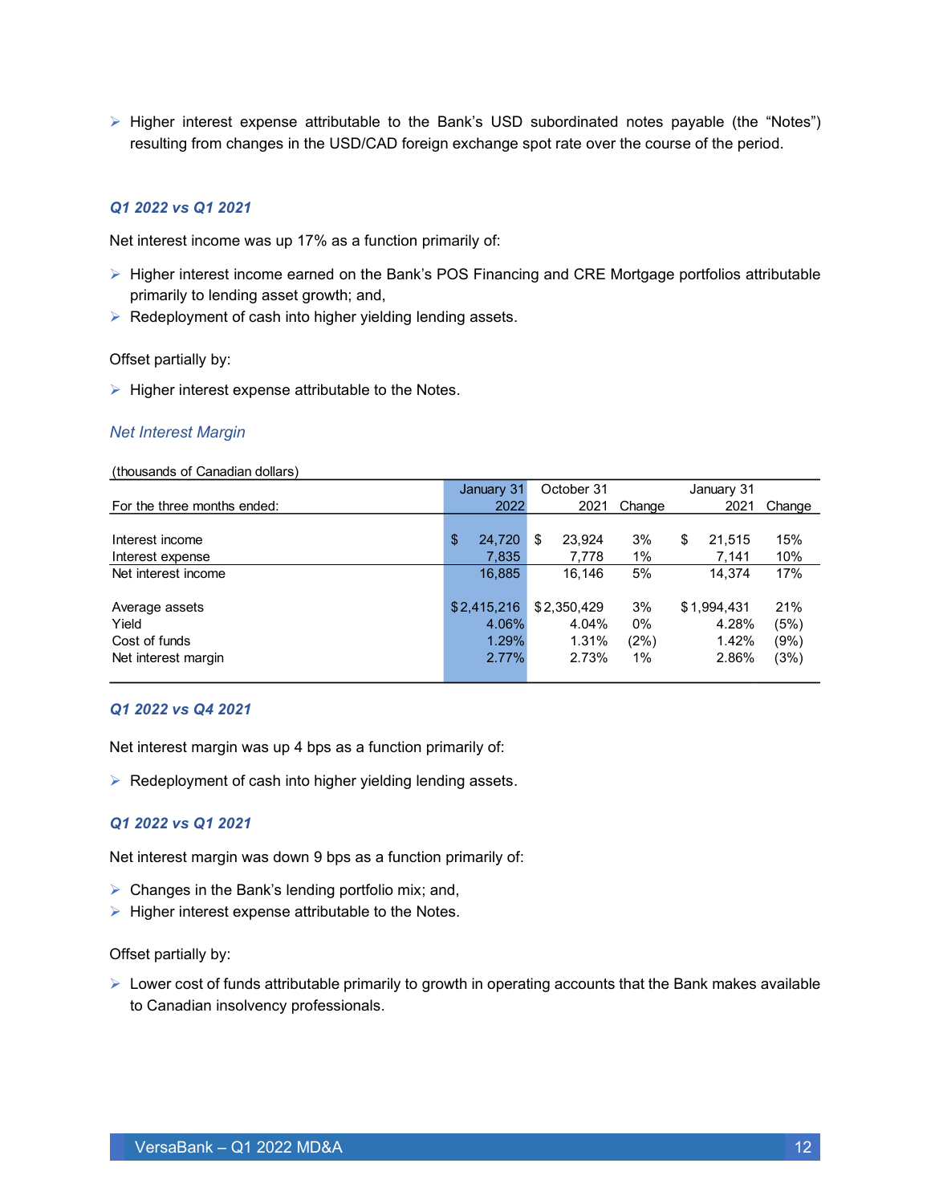- Higher interest expense attributable to the Bank's USD subordinated notes payable (the "Notes") resulting from changes in the USD/CAD foreign exchange spot rate over the course of the period.

***Q1 2022 vs Q1 2021***

Net interest income was up 17% as a function primarily of:

- Higher interest income earned on the Bank's POS Financing and CRE Mortgage portfolios attributable primarily to lending asset growth; and,
- Redeployment of cash into higher yielding lending assets.

Offset partially by:

- Higher interest expense attributable to the Notes.

### *Net Interest Margin*

(thousands of Canadian dollars)

| For the three months ended: | January 31 2022 | October 31 2021 | Change | January 31 2021 | Change |
|---|---|---|---|---|---|
| Interest income | $ 24,720 | $ 23,924 | 3% | $ 21,515 | 15% |
| Interest expense | 7,835 | 7,778 | 1% | 7,141 | 10% |
| Net interest income | 16,885 | 16,146 | 5% | 14,374 | 17% |
| | | | | | |
| Average assets | $ 2,415,216 | $ 2,350,429 | 3% | $ 1,994,431 | 21% |
| Yield | 4.06% | 4.04% | 0% | 4.28% | (5%) |
| Cost of funds | 1.29% | 1.31% | (2%) | 1.42% | (9%) |
| Net interest margin | 2.77% | 2.73% | 1% | 2.86% | (3%) |

***Q1 2022 vs Q4 2021***

Net interest margin was up 4 bps as a function primarily of:

- Redeployment of cash into higher yielding lending assets.

***Q1 2022 vs Q1 2021***

Net interest margin was down 9 bps as a function primarily of:

- Changes in the Bank's lending portfolio mix; and,
- Higher interest expense attributable to the Notes.

Offset partially by:

- Lower cost of funds attributable primarily to growth in operating accounts that the Bank makes available to Canadian insolvency professionals.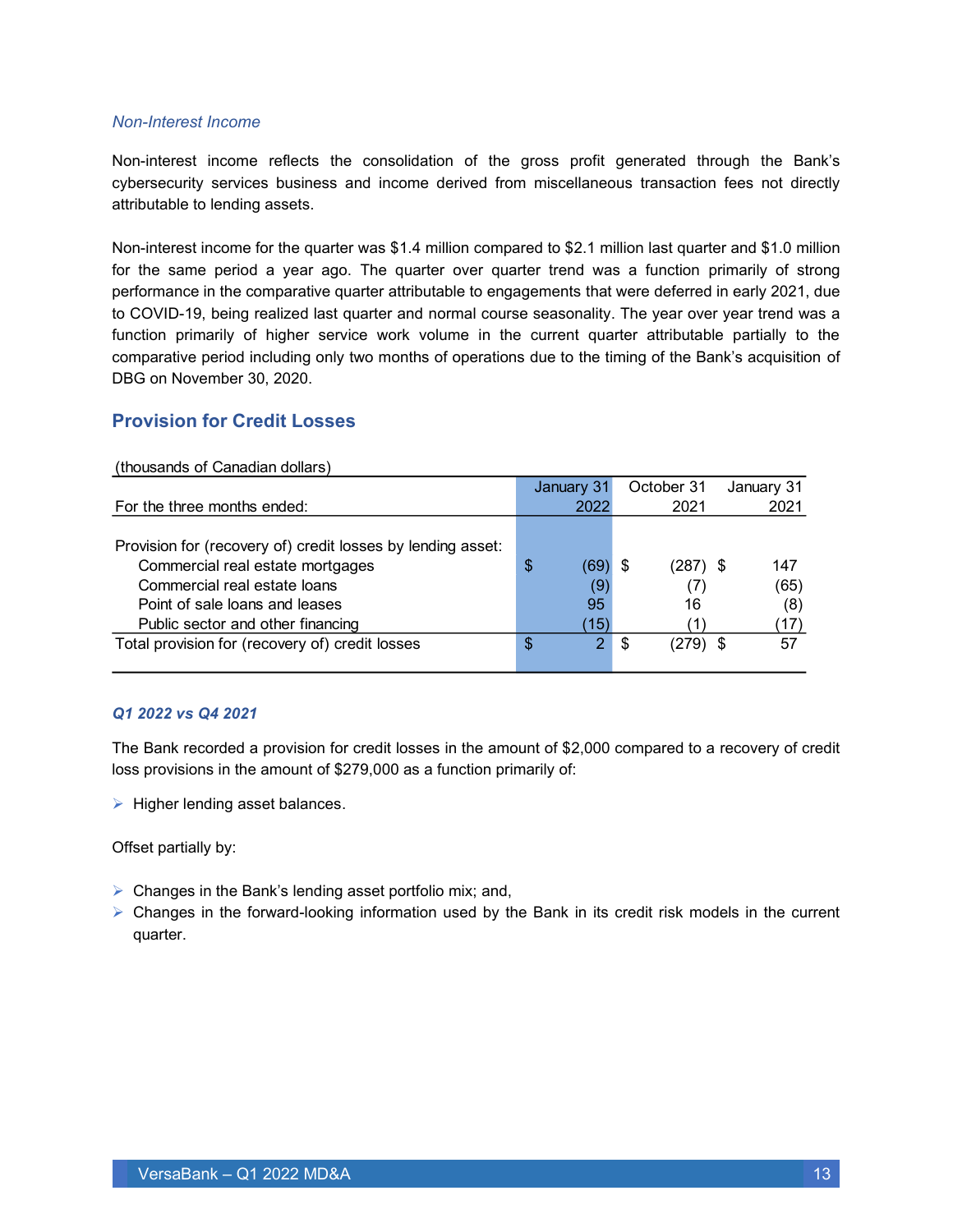*Non-Interest Income*

Non-interest income reflects the consolidation of the gross profit generated through the Bank's cybersecurity services business and income derived from miscellaneous transaction fees not directly attributable to lending assets.

Non-interest income for the quarter was $1.4 million compared to $2.1 million last quarter and $1.0 million for the same period a year ago. The quarter over quarter trend was a function primarily of strong performance in the comparative quarter attributable to engagements that were deferred in early 2021, due to COVID-19, being realized last quarter and normal course seasonality. The year over year trend was a function primarily of higher service work volume in the current quarter attributable partially to the comparative period including only two months of operations due to the timing of the Bank's acquisition of DBG on November 30, 2020.

## Provision for Credit Losses

(thousands of Canadian dollars)

| For the three months ended: | January 31 2022 | October 31 2021 | January 31 2021 |
|---|---|---|---|
| Provision for (recovery of) credit losses by lending asset: | | | |
| Commercial real estate mortgages | $ (69) | $ (287) | $ 147 |
| Commercial real estate loans | (9) | (7) | (65) |
| Point of sale loans and leases | 95 | 16 | (8) |
| Public sector and other financing | (15) | (1) | (17) |
| Total provision for (recovery of) credit losses | $ 2 | $ (279) | $ 57 |

***Q1 2022 vs Q4 2021***

The Bank recorded a provision for credit losses in the amount of $2,000 compared to a recovery of credit loss provisions in the amount of $279,000 as a function primarily of:

- Higher lending asset balances.

Offset partially by:

- Changes in the Bank's lending asset portfolio mix; and,
- Changes in the forward-looking information used by the Bank in its credit risk models in the current quarter.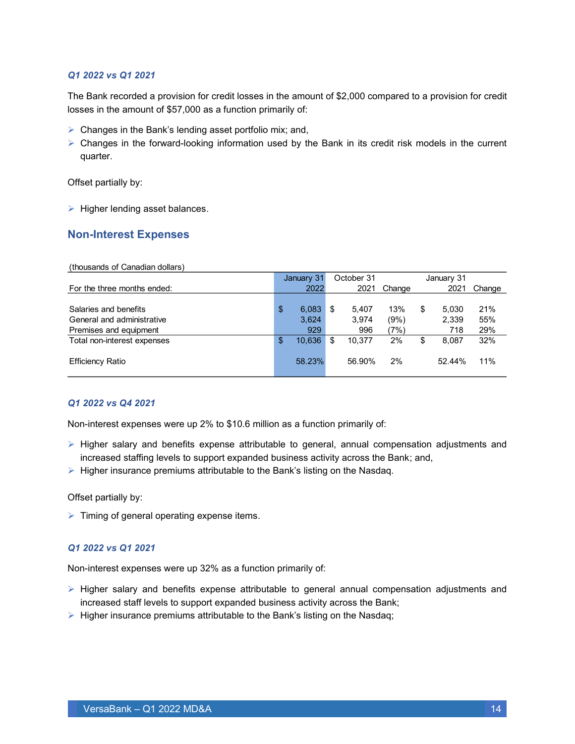### *Q1 2022 vs Q1 2021*

The Bank recorded a provision for credit losses in the amount of $2,000 compared to a provision for credit losses in the amount of $57,000 as a function primarily of:

- Changes in the Bank's lending asset portfolio mix; and,
- Changes in the forward-looking information used by the Bank in its credit risk models in the current quarter.

Offset partially by:

- Higher lending asset balances.

## Non-Interest Expenses

(thousands of Canadian dollars)

| For the three months ended: | January 31 2022 | October 31 2021 | Change | January 31 2021 | Change |
|---|---|---|---|---|---|
| Salaries and benefits | $ 6,083 | $ 5,407 | 13% | $ 5,030 | 21% |
| General and administrative | 3,624 | 3,974 | (9%) | 2,339 | 55% |
| Premises and equipment | 929 | 996 | (7%) | 718 | 29% |
| Total non-interest expenses | $ 10,636 | $ 10,377 | 2% | $ 8,087 | 32% |
| Efficiency Ratio | 58.23% | 56.90% | 2% | 52.44% | 11% |

### *Q1 2022 vs Q4 2021*

Non-interest expenses were up 2% to $10.6 million as a function primarily of:

- Higher salary and benefits expense attributable to general, annual compensation adjustments and increased staffing levels to support expanded business activity across the Bank; and,
- Higher insurance premiums attributable to the Bank's listing on the Nasdaq.

Offset partially by:

- Timing of general operating expense items.

### *Q1 2022 vs Q1 2021*

Non-interest expenses were up 32% as a function primarily of:

- Higher salary and benefits expense attributable to general annual compensation adjustments and increased staff levels to support expanded business activity across the Bank;
- Higher insurance premiums attributable to the Bank's listing on the Nasdaq;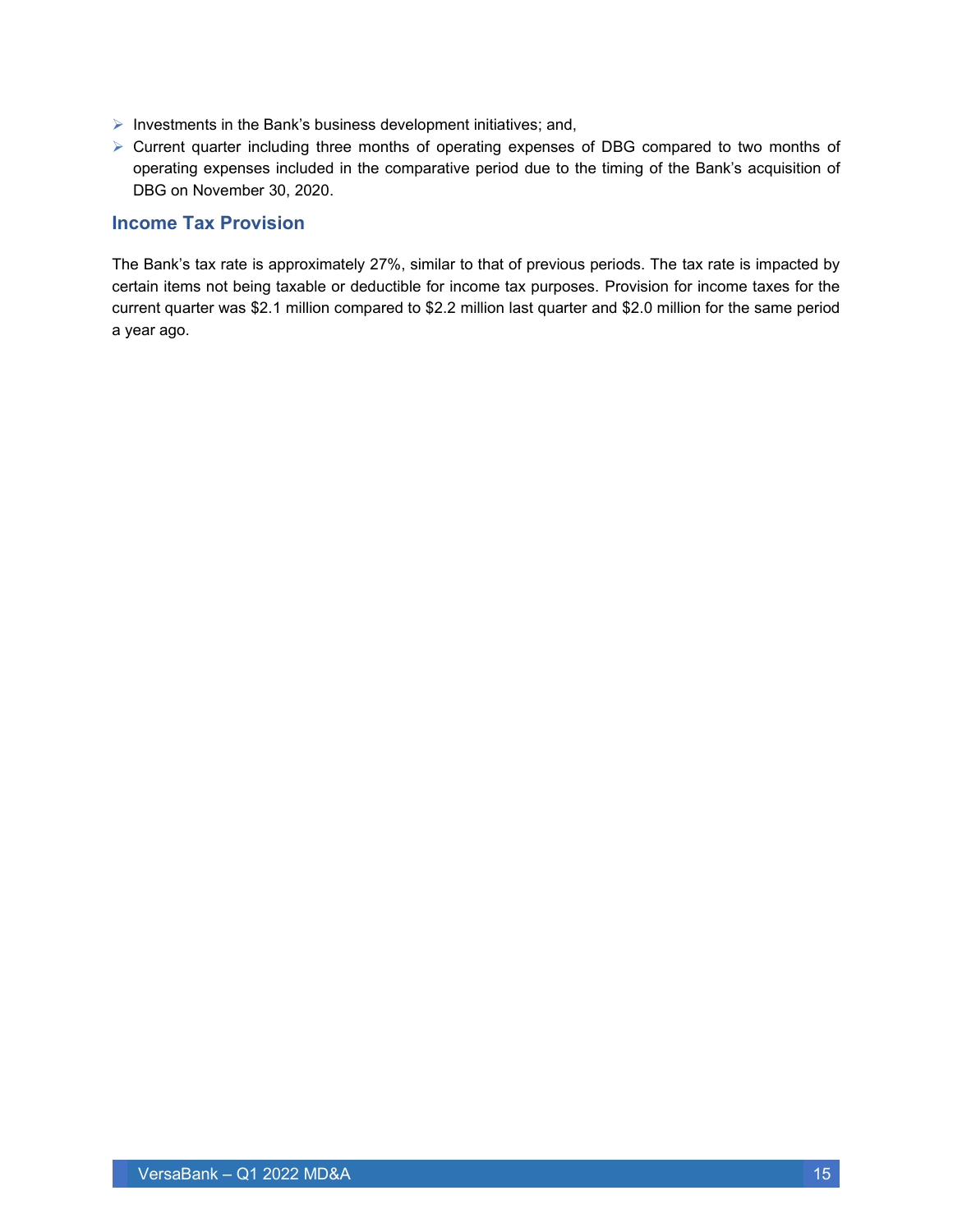- Investments in the Bank's business development initiatives; and,
- Current quarter including three months of operating expenses of DBG compared to two months of operating expenses included in the comparative period due to the timing of the Bank's acquisition of DBG on November 30, 2020.

## Income Tax Provision

The Bank's tax rate is approximately 27%, similar to that of previous periods. The tax rate is impacted by certain items not being taxable or deductible for income tax purposes. Provision for income taxes for the current quarter was $2.1 million compared to $2.2 million last quarter and $2.0 million for the same period a year ago.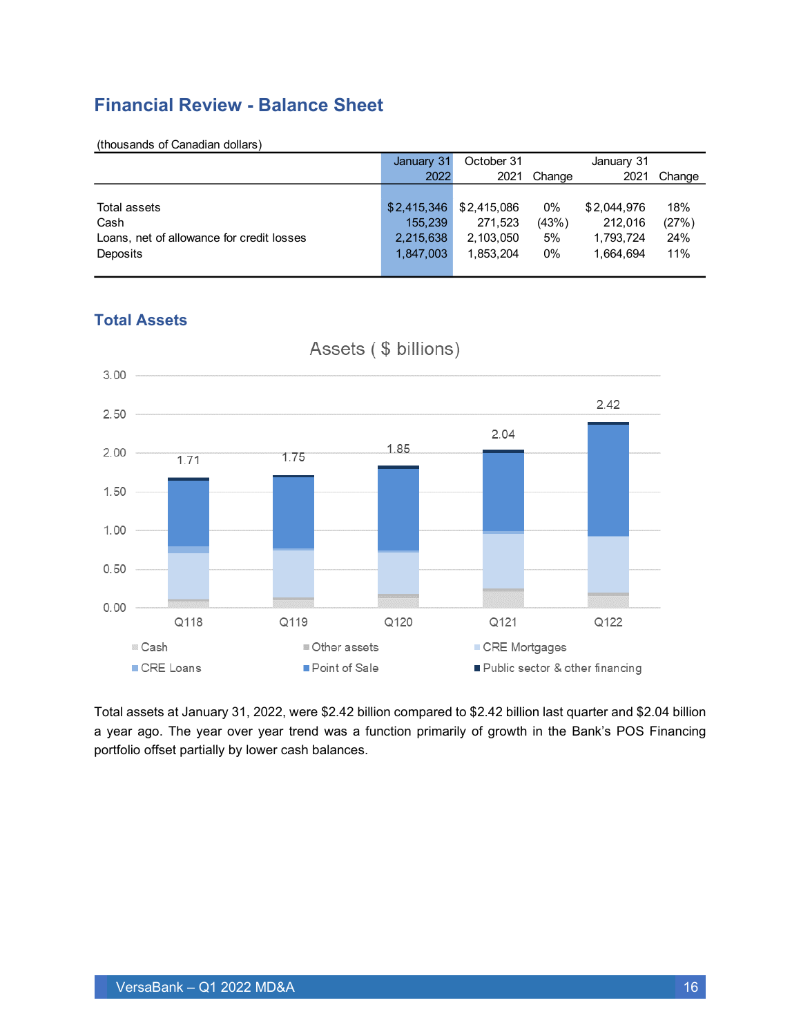## Financial Review - Balance Sheet

(thousands of Canadian dollars)

| | January 31 2022 | October 31 2021 | Change | January 31 2021 | Change |
|---|---|---|---|---|---|
| Total assets | $2,415,346 | $2,415,086 | 0% | $2,044,976 | 18% |
| Cash | 155,239 | 271,523 | (43%) | 212,016 | (27%) |
| Loans, net of allowance for credit losses | 2,215,638 | 2,103,050 | 5% | 1,793,724 | 24% |
| Deposits | 1,847,003 | 1,853,204 | 0% | 1,664,694 | 11% |

### Total Assets

Assets ( $ billions)

| Q118 | Q119 | Q120 | Q121 | Q122 |
|---|---|---|---|---|
| 1.71 | 1.75 | 1.85 | 2.04 | 2.42 |

Cash, Other assets, CRE Mortgages, CRE Loans, Point of Sale, Public sector & other financing

Total assets at January 31, 2022, were $2.42 billion compared to $2.42 billion last quarter and $2.04 billion a year ago. The year over year trend was a function primarily of growth in the Bank's POS Financing portfolio offset partially by lower cash balances.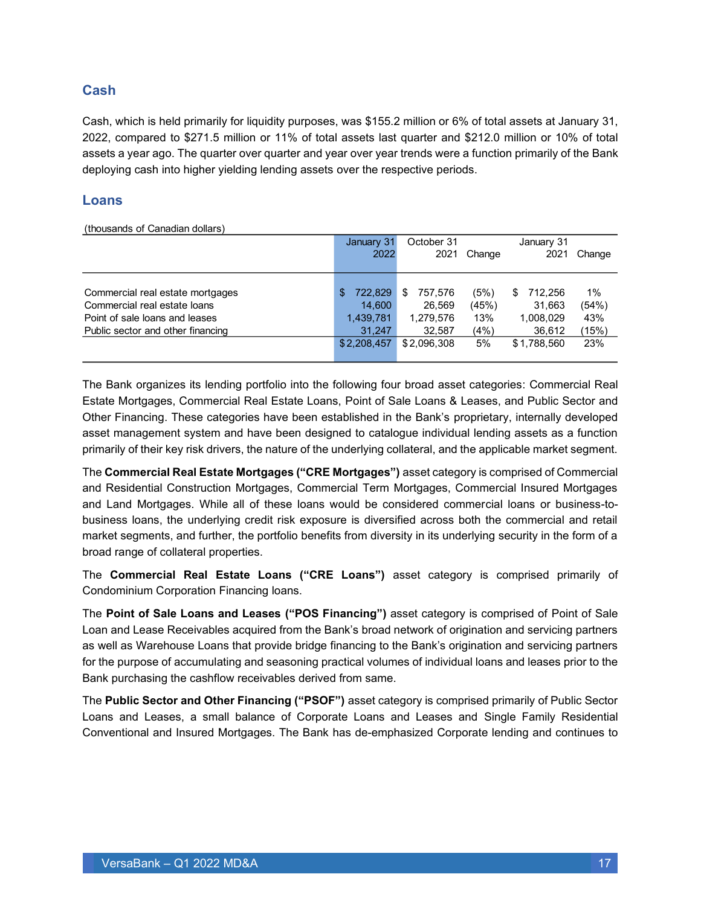## Cash

Cash, which is held primarily for liquidity purposes, was $155.2 million or 6% of total assets at January 31, 2022, compared to $271.5 million or 11% of total assets last quarter and $212.0 million or 10% of total assets a year ago. The quarter over quarter and year over year trends were a function primarily of the Bank deploying cash into higher yielding lending assets over the respective periods.

## Loans

(thousands of Canadian dollars)

| | January 31 2022 | October 31 2021 | Change | January 31 2021 | Change |
|---|---|---|---|---|---|
| Commercial real estate mortgages | $ 722,829 | $ 757,576 | (5%) | $ 712,256 | 1% |
| Commercial real estate loans | 14,600 | 26,569 | (45%) | 31,663 | (54%) |
| Point of sale loans and leases | 1,439,781 | 1,279,576 | 13% | 1,008,029 | 43% |
| Public sector and other financing | 31,247 | 32,587 | (4%) | 36,612 | (15%) |
| | $2,208,457 | $2,096,308 | 5% | $1,788,560 | 23% |

The Bank organizes its lending portfolio into the following four broad asset categories: Commercial Real Estate Mortgages, Commercial Real Estate Loans, Point of Sale Loans & Leases, and Public Sector and Other Financing. These categories have been established in the Bank's proprietary, internally developed asset management system and have been designed to catalogue individual lending assets as a function primarily of their key risk drivers, the nature of the underlying collateral, and the applicable market segment.

The **Commercial Real Estate Mortgages ("CRE Mortgages")** asset category is comprised of Commercial and Residential Construction Mortgages, Commercial Term Mortgages, Commercial Insured Mortgages and Land Mortgages. While all of these loans would be considered commercial loans or business-to-business loans, the underlying credit risk exposure is diversified across both the commercial and retail market segments, and further, the portfolio benefits from diversity in its underlying security in the form of a broad range of collateral properties.

The **Commercial Real Estate Loans ("CRE Loans")** asset category is comprised primarily of Condominium Corporation Financing loans.

The **Point of Sale Loans and Leases ("POS Financing")** asset category is comprised of Point of Sale Loan and Lease Receivables acquired from the Bank's broad network of origination and servicing partners as well as Warehouse Loans that provide bridge financing to the Bank's origination and servicing partners for the purpose of accumulating and seasoning practical volumes of individual loans and leases prior to the Bank purchasing the cashflow receivables derived from same.

The **Public Sector and Other Financing ("PSOF")** asset category is comprised primarily of Public Sector Loans and Leases, a small balance of Corporate Loans and Leases and Single Family Residential Conventional and Insured Mortgages. The Bank has de-emphasized Corporate lending and continues to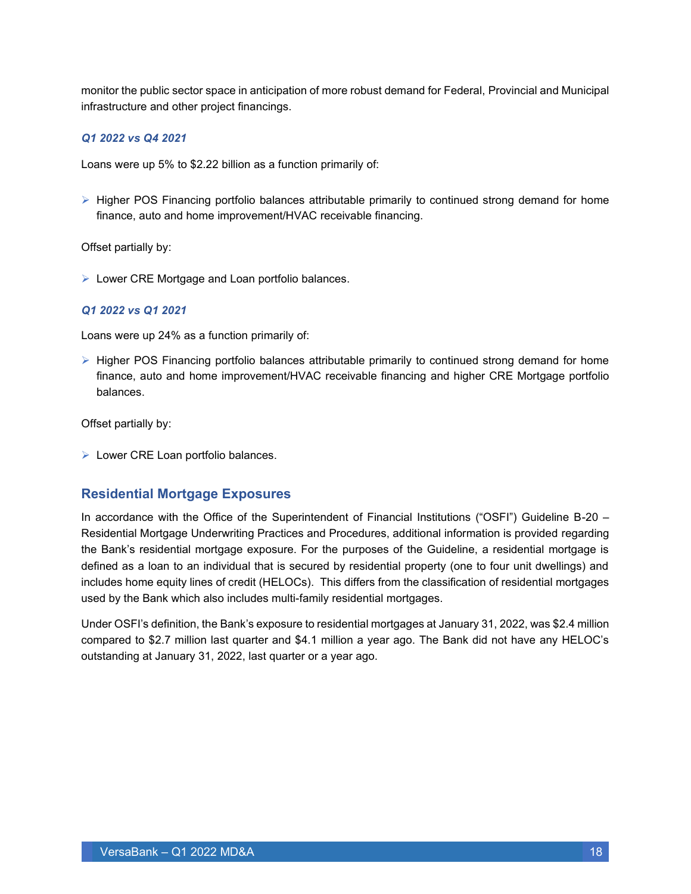monitor the public sector space in anticipation of more robust demand for Federal, Provincial and Municipal infrastructure and other project financings.

***Q1 2022 vs Q4 2021***

Loans were up 5% to $2.22 billion as a function primarily of:

- Higher POS Financing portfolio balances attributable primarily to continued strong demand for home finance, auto and home improvement/HVAC receivable financing.

Offset partially by:

- Lower CRE Mortgage and Loan portfolio balances.

***Q1 2022 vs Q1 2021***

Loans were up 24% as a function primarily of:

- Higher POS Financing portfolio balances attributable primarily to continued strong demand for home finance, auto and home improvement/HVAC receivable financing and higher CRE Mortgage portfolio balances.

Offset partially by:

- Lower CRE Loan portfolio balances.

## Residential Mortgage Exposures

In accordance with the Office of the Superintendent of Financial Institutions ("OSFI") Guideline B-20 – Residential Mortgage Underwriting Practices and Procedures, additional information is provided regarding the Bank's residential mortgage exposure. For the purposes of the Guideline, a residential mortgage is defined as a loan to an individual that is secured by residential property (one to four unit dwellings) and includes home equity lines of credit (HELOCs). This differs from the classification of residential mortgages used by the Bank which also includes multi-family residential mortgages.

Under OSFI's definition, the Bank's exposure to residential mortgages at January 31, 2022, was $2.4 million compared to $2.7 million last quarter and $4.1 million a year ago. The Bank did not have any HELOC's outstanding at January 31, 2022, last quarter or a year ago.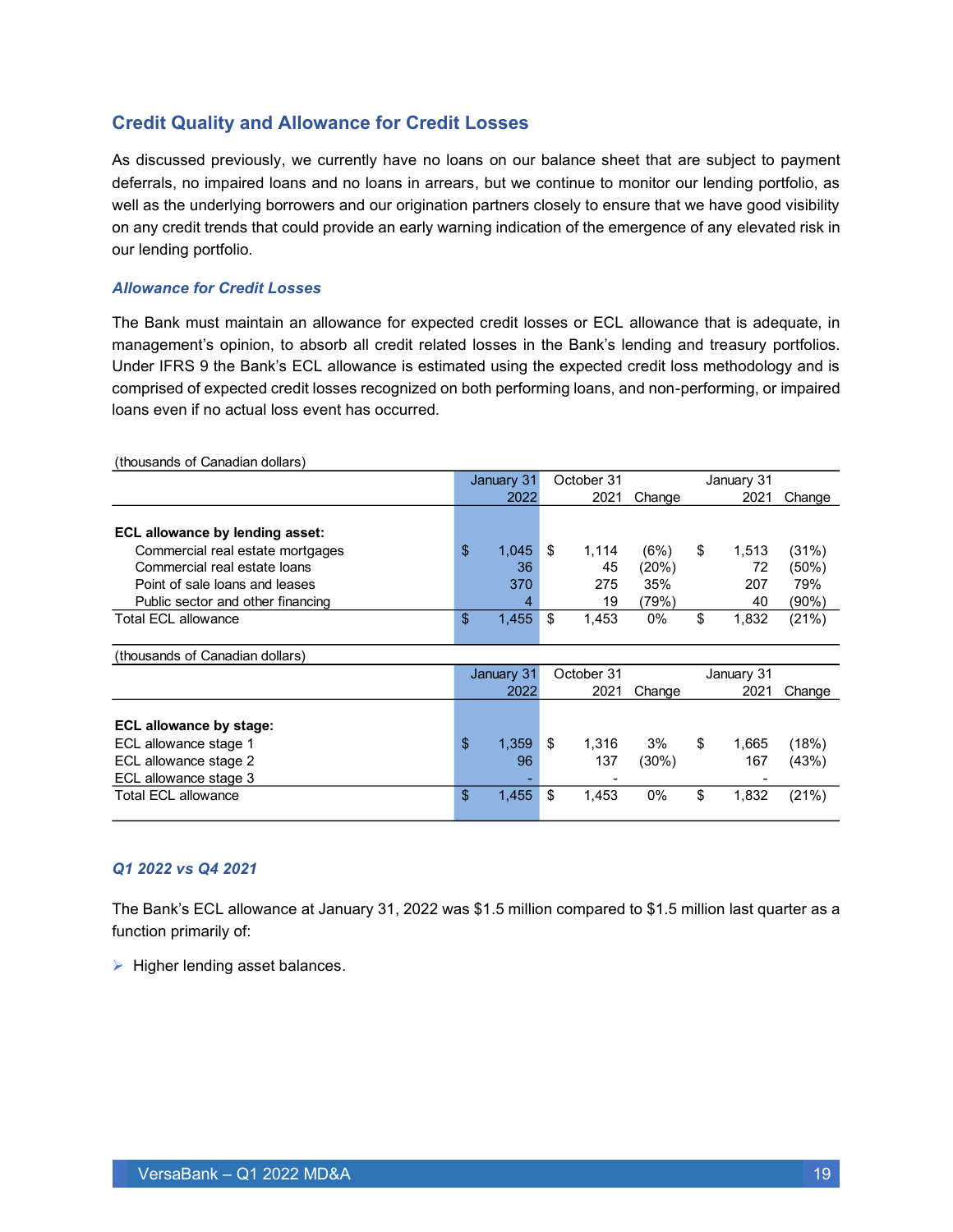## Credit Quality and Allowance for Credit Losses

As discussed previously, we currently have no loans on our balance sheet that are subject to payment deferrals, no impaired loans and no loans in arrears, but we continue to monitor our lending portfolio, as well as the underlying borrowers and our origination partners closely to ensure that we have good visibility on any credit trends that could provide an early warning indication of the emergence of any elevated risk in our lending portfolio.

### *Allowance for Credit Losses*

The Bank must maintain an allowance for expected credit losses or ECL allowance that is adequate, in management's opinion, to absorb all credit related losses in the Bank's lending and treasury portfolios. Under IFRS 9 the Bank's ECL allowance is estimated using the expected credit loss methodology and is comprised of expected credit losses recognized on both performing loans, and non-performing, or impaired loans even if no actual loss event has occurred.

| (thousands of Canadian dollars) | January 31 2022 | October 31 2021 | Change | January 31 2021 | Change |
|---|---|---|---|---|---|
| **ECL allowance by lending asset:** | | | | | |
| Commercial real estate mortgages | $ 1,045 | $ 1,114 | (6%) | $ 1,513 | (31%) |
| Commercial real estate loans | 36 | 45 | (20%) | 72 | (50%) |
| Point of sale loans and leases | 370 | 275 | 35% | 207 | 79% |
| Public sector and other financing | 4 | 19 | (79%) | 40 | (90%) |
| Total ECL allowance | $ 1,455 | $ 1,453 | 0% | $ 1,832 | (21%) |

| (thousands of Canadian dollars) | January 31 2022 | October 31 2021 | Change | January 31 2021 | Change |
|---|---|---|---|---|---|
| **ECL allowance by stage:** | | | | | |
| ECL allowance stage 1 | $ 1,359 | $ 1,316 | 3% | $ 1,665 | (18%) |
| ECL allowance stage 2 | 96 | 137 | (30%) | 167 | (43%) |
| ECL allowance stage 3 | - | - | | - | |
| Total ECL allowance | $ 1,455 | $ 1,453 | 0% | $ 1,832 | (21%) |

### *Q1 2022 vs Q4 2021*

The Bank's ECL allowance at January 31, 2022 was $1.5 million compared to $1.5 million last quarter as a function primarily of:

- Higher lending asset balances.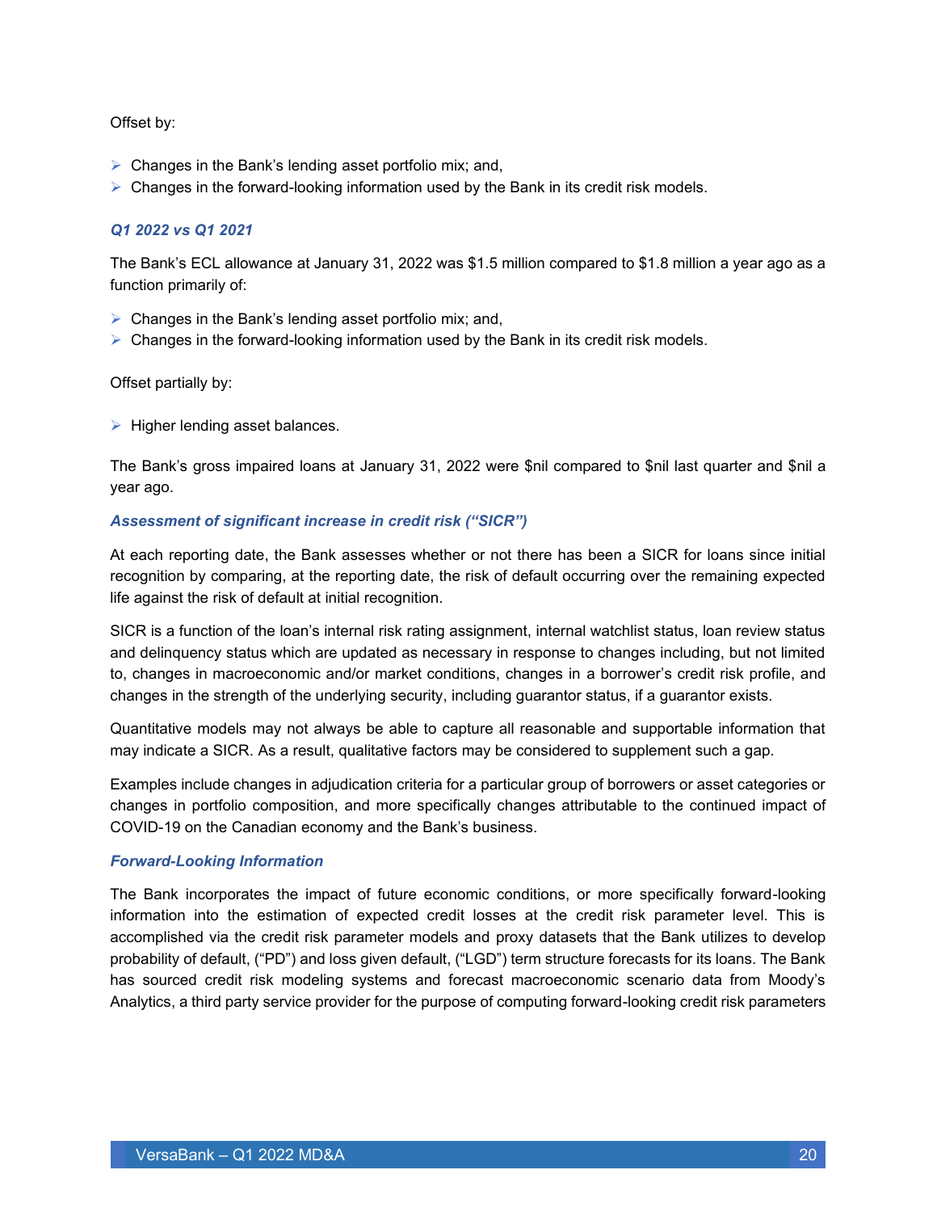Offset by:

- Changes in the Bank's lending asset portfolio mix; and,
- Changes in the forward-looking information used by the Bank in its credit risk models.

### *Q1 2022 vs Q1 2021*

The Bank's ECL allowance at January 31, 2022 was $1.5 million compared to $1.8 million a year ago as a function primarily of:

- Changes in the Bank's lending asset portfolio mix; and,
- Changes in the forward-looking information used by the Bank in its credit risk models.

Offset partially by:

- Higher lending asset balances.

The Bank's gross impaired loans at January 31, 2022 were $nil compared to $nil last quarter and $nil a year ago.

### *Assessment of significant increase in credit risk ("SICR")*

At each reporting date, the Bank assesses whether or not there has been a SICR for loans since initial recognition by comparing, at the reporting date, the risk of default occurring over the remaining expected life against the risk of default at initial recognition.

SICR is a function of the loan's internal risk rating assignment, internal watchlist status, loan review status and delinquency status which are updated as necessary in response to changes including, but not limited to, changes in macroeconomic and/or market conditions, changes in a borrower's credit risk profile, and changes in the strength of the underlying security, including guarantor status, if a guarantor exists.

Quantitative models may not always be able to capture all reasonable and supportable information that may indicate a SICR. As a result, qualitative factors may be considered to supplement such a gap.

Examples include changes in adjudication criteria for a particular group of borrowers or asset categories or changes in portfolio composition, and more specifically changes attributable to the continued impact of COVID-19 on the Canadian economy and the Bank's business.

### *Forward-Looking Information*

The Bank incorporates the impact of future economic conditions, or more specifically forward-looking information into the estimation of expected credit losses at the credit risk parameter level. This is accomplished via the credit risk parameter models and proxy datasets that the Bank utilizes to develop probability of default, ("PD") and loss given default, ("LGD") term structure forecasts for its loans. The Bank has sourced credit risk modeling systems and forecast macroeconomic scenario data from Moody's Analytics, a third party service provider for the purpose of computing forward-looking credit risk parameters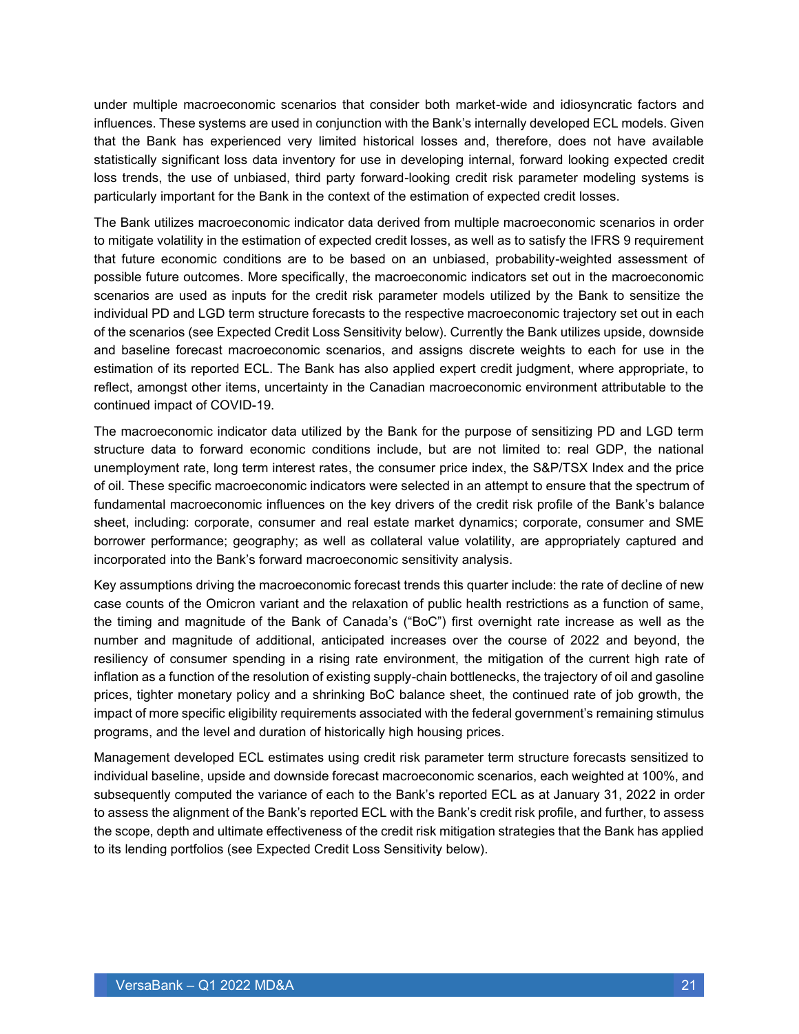under multiple macroeconomic scenarios that consider both market-wide and idiosyncratic factors and influences. These systems are used in conjunction with the Bank's internally developed ECL models. Given that the Bank has experienced very limited historical losses and, therefore, does not have available statistically significant loss data inventory for use in developing internal, forward looking expected credit loss trends, the use of unbiased, third party forward-looking credit risk parameter modeling systems is particularly important for the Bank in the context of the estimation of expected credit losses.

The Bank utilizes macroeconomic indicator data derived from multiple macroeconomic scenarios in order to mitigate volatility in the estimation of expected credit losses, as well as to satisfy the IFRS 9 requirement that future economic conditions are to be based on an unbiased, probability-weighted assessment of possible future outcomes. More specifically, the macroeconomic indicators set out in the macroeconomic scenarios are used as inputs for the credit risk parameter models utilized by the Bank to sensitize the individual PD and LGD term structure forecasts to the respective macroeconomic trajectory set out in each of the scenarios (see Expected Credit Loss Sensitivity below). Currently the Bank utilizes upside, downside and baseline forecast macroeconomic scenarios, and assigns discrete weights to each for use in the estimation of its reported ECL. The Bank has also applied expert credit judgment, where appropriate, to reflect, amongst other items, uncertainty in the Canadian macroeconomic environment attributable to the continued impact of COVID-19.

The macroeconomic indicator data utilized by the Bank for the purpose of sensitizing PD and LGD term structure data to forward economic conditions include, but are not limited to: real GDP, the national unemployment rate, long term interest rates, the consumer price index, the S&P/TSX Index and the price of oil. These specific macroeconomic indicators were selected in an attempt to ensure that the spectrum of fundamental macroeconomic influences on the key drivers of the credit risk profile of the Bank's balance sheet, including: corporate, consumer and real estate market dynamics; corporate, consumer and SME borrower performance; geography; as well as collateral value volatility, are appropriately captured and incorporated into the Bank's forward macroeconomic sensitivity analysis.

Key assumptions driving the macroeconomic forecast trends this quarter include: the rate of decline of new case counts of the Omicron variant and the relaxation of public health restrictions as a function of same, the timing and magnitude of the Bank of Canada's ("BoC") first overnight rate increase as well as the number and magnitude of additional, anticipated increases over the course of 2022 and beyond, the resiliency of consumer spending in a rising rate environment, the mitigation of the current high rate of inflation as a function of the resolution of existing supply-chain bottlenecks, the trajectory of oil and gasoline prices, tighter monetary policy and a shrinking BoC balance sheet, the continued rate of job growth, the impact of more specific eligibility requirements associated with the federal government's remaining stimulus programs, and the level and duration of historically high housing prices.

Management developed ECL estimates using credit risk parameter term structure forecasts sensitized to individual baseline, upside and downside forecast macroeconomic scenarios, each weighted at 100%, and subsequently computed the variance of each to the Bank's reported ECL as at January 31, 2022 in order to assess the alignment of the Bank's reported ECL with the Bank's credit risk profile, and further, to assess the scope, depth and ultimate effectiveness of the credit risk mitigation strategies that the Bank has applied to its lending portfolios (see Expected Credit Loss Sensitivity below).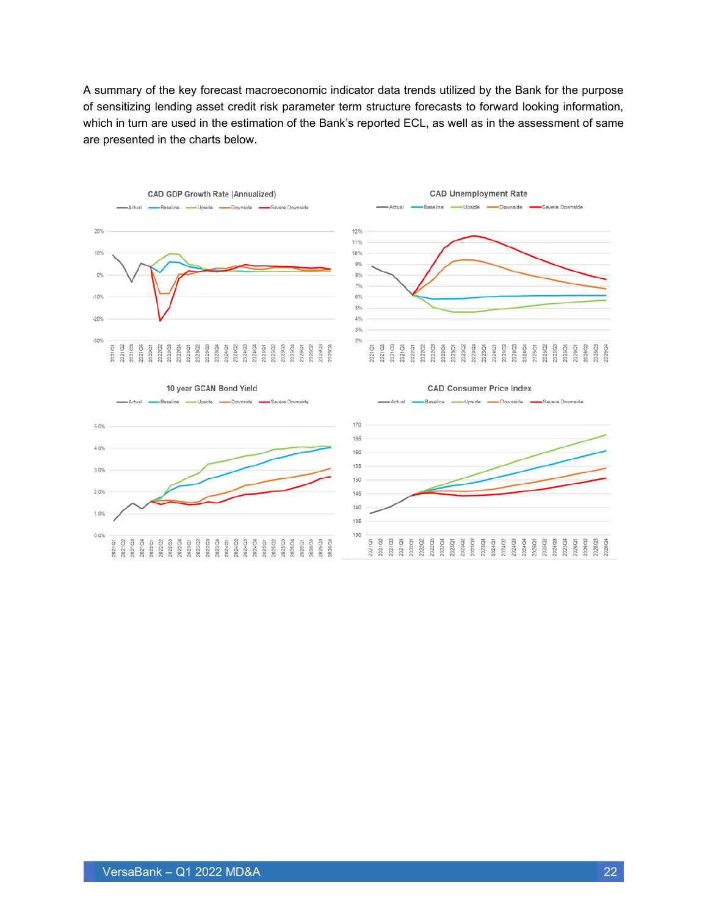A summary of the key forecast macroeconomic indicator data trends utilized by the Bank for the purpose of sensitizing lending asset credit risk parameter term structure forecasts to forward looking information, which in turn are used in the estimation of the Bank's reported ECL, as well as in the assessment of same are presented in the charts below.

CAD GDP Growth Rate (Annualized)

CAD Unemployment Rate

10 year GCAN Bond Yield

CAD Consumer Price Index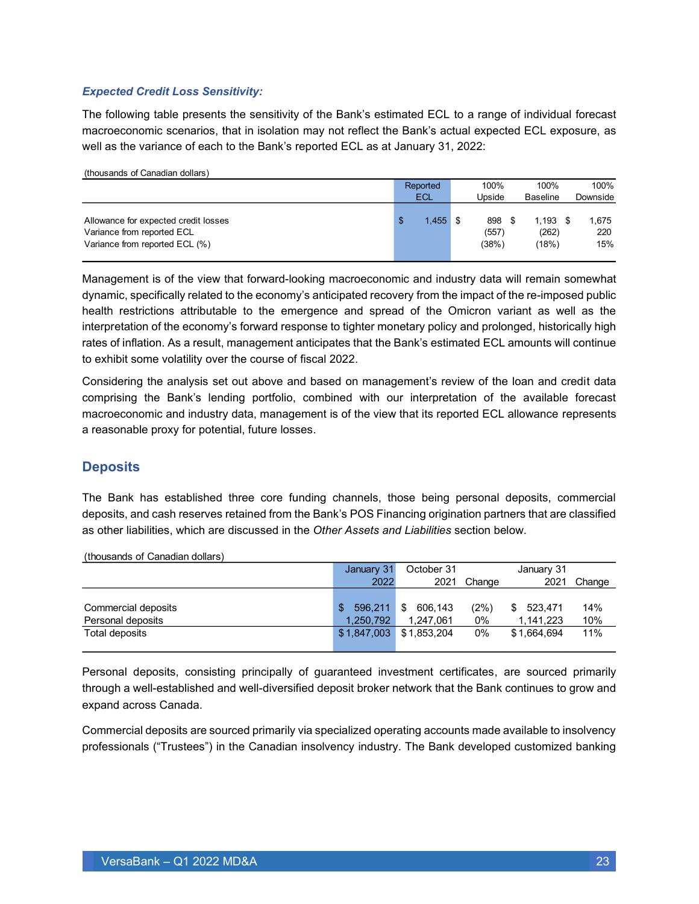***Expected Credit Loss Sensitivity:***

The following table presents the sensitivity of the Bank's estimated ECL to a range of individual forecast macroeconomic scenarios, that in isolation may not reflect the Bank's actual expected ECL exposure, as well as the variance of each to the Bank's reported ECL as at January 31, 2022:

(thousands of Canadian dollars)

| | Reported ECL | 100% Upside | 100% Baseline | 100% Downside |
|---|---|---|---|---|
| Allowance for expected credit losses | $ 1,455 | $ 898 | $ 1,193 | $ 1,675 |
| Variance from reported ECL | | (557) | (262) | 220 |
| Variance from reported ECL (%) | | (38%) | (18%) | 15% |

Management is of the view that forward-looking macroeconomic and industry data will remain somewhat dynamic, specifically related to the economy's anticipated recovery from the impact of the re-imposed public health restrictions attributable to the emergence and spread of the Omicron variant as well as the interpretation of the economy's forward response to tighter monetary policy and prolonged, historically high rates of inflation. As a result, management anticipates that the Bank's estimated ECL amounts will continue to exhibit some volatility over the course of fiscal 2022.

Considering the analysis set out above and based on management's review of the loan and credit data comprising the Bank's lending portfolio, combined with our interpretation of the available forecast macroeconomic and industry data, management is of the view that its reported ECL allowance represents a reasonable proxy for potential, future losses.

## Deposits

The Bank has established three core funding channels, those being personal deposits, commercial deposits, and cash reserves retained from the Bank's POS Financing origination partners that are classified as other liabilities, which are discussed in the *Other Assets and Liabilities* section below.

(thousands of Canadian dollars)

| | January 31 2022 | October 31 2021 | Change | January 31 2021 | Change |
|---|---|---|---|---|---|
| Commercial deposits | $ 596,211 | $ 606,143 | (2%) | $ 523,471 | 14% |
| Personal deposits | 1,250,792 | 1,247,061 | 0% | 1,141,223 | 10% |
| Total deposits | $ 1,847,003 | $ 1,853,204 | 0% | $ 1,664,694 | 11% |

Personal deposits, consisting principally of guaranteed investment certificates, are sourced primarily through a well-established and well-diversified deposit broker network that the Bank continues to grow and expand across Canada.

Commercial deposits are sourced primarily via specialized operating accounts made available to insolvency professionals ("Trustees") in the Canadian insolvency industry. The Bank developed customized banking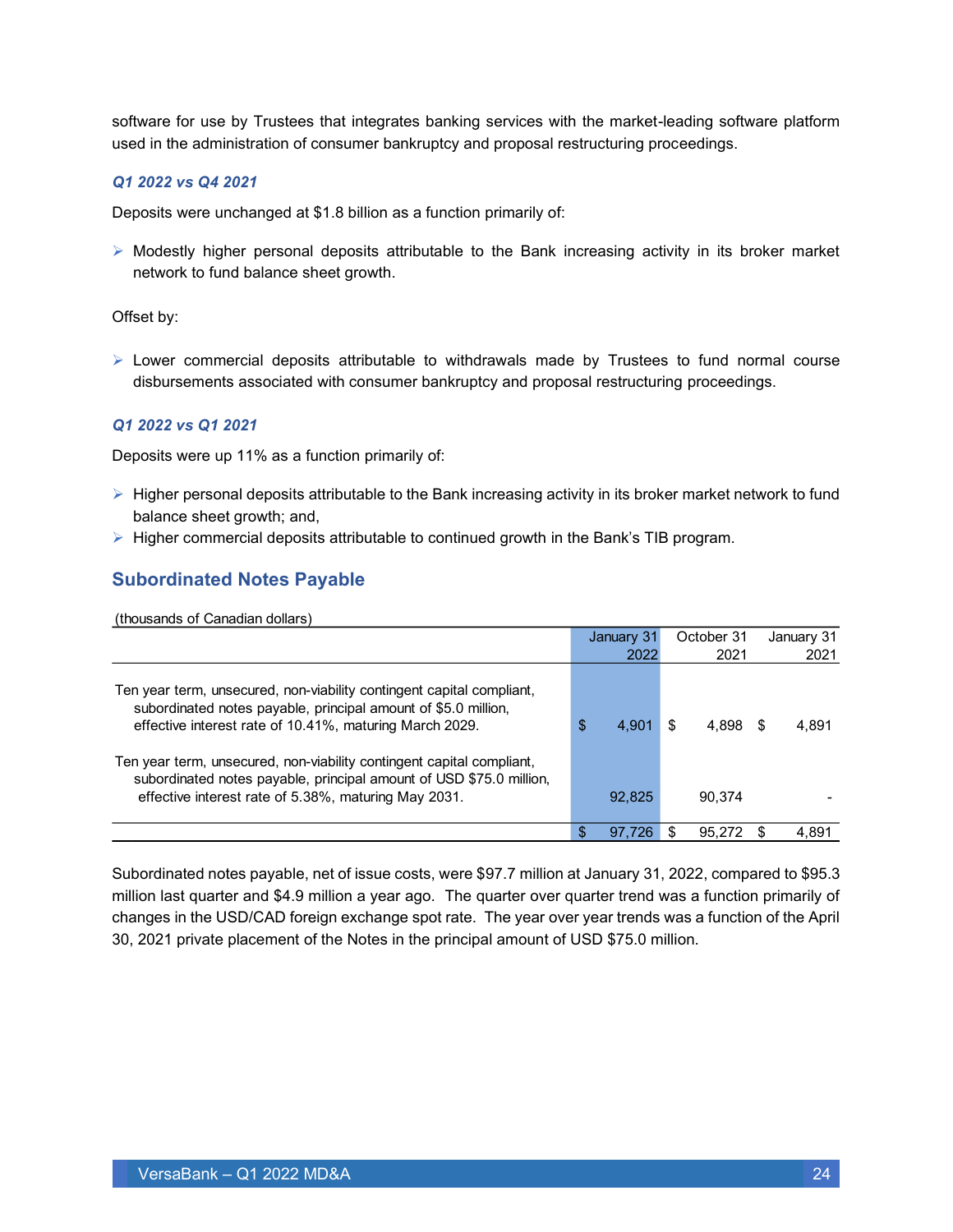software for use by Trustees that integrates banking services with the market-leading software platform used in the administration of consumer bankruptcy and proposal restructuring proceedings.

### *Q1 2022 vs Q4 2021*

Deposits were unchanged at $1.8 billion as a function primarily of:

- Modestly higher personal deposits attributable to the Bank increasing activity in its broker market network to fund balance sheet growth.

Offset by:

- Lower commercial deposits attributable to withdrawals made by Trustees to fund normal course disbursements associated with consumer bankruptcy and proposal restructuring proceedings.

### *Q1 2022 vs Q1 2021*

Deposits were up 11% as a function primarily of:

- Higher personal deposits attributable to the Bank increasing activity in its broker market network to fund balance sheet growth; and,
- Higher commercial deposits attributable to continued growth in the Bank's TIB program.

## Subordinated Notes Payable

(thousands of Canadian dollars)

| | January 31 2022 | October 31 2021 | January 31 2021 |
|---|---|---|---|
| Ten year term, unsecured, non-viability contingent capital compliant, subordinated notes payable, principal amount of $5.0 million, effective interest rate of 10.41%, maturing March 2029. | $ 4,901 | $ 4,898 | $ 4,891 |
| Ten year term, unsecured, non-viability contingent capital compliant, subordinated notes payable, principal amount of USD $75.0 million, effective interest rate of 5.38%, maturing May 2031. | 92,825 | 90,374 | - |
| | $ 97,726 | $ 95,272 | $ 4,891 |

Subordinated notes payable, net of issue costs, were $97.7 million at January 31, 2022, compared to $95.3 million last quarter and $4.9 million a year ago. The quarter over quarter trend was a function primarily of changes in the USD/CAD foreign exchange spot rate. The year over year trends was a function of the April 30, 2021 private placement of the Notes in the principal amount of USD $75.0 million.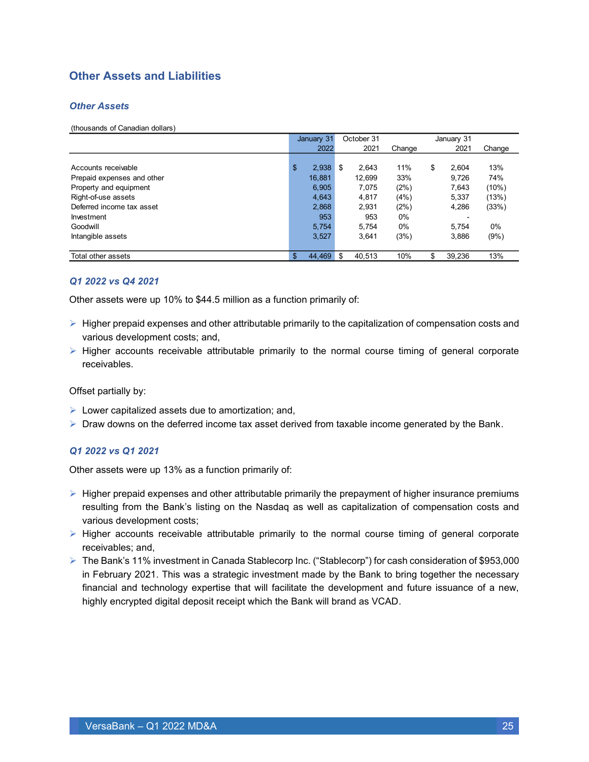## Other Assets and Liabilities

### *Other Assets*

(thousands of Canadian dollars)

| | January 31 2022 | October 31 2021 | Change | January 31 2021 | Change |
|---|---|---|---|---|---|
| Accounts receivable | $ 2,938 | $ 2,643 | 11% | $ 2,604 | 13% |
| Prepaid expenses and other | 16,881 | 12,699 | 33% | 9,726 | 74% |
| Property and equipment | 6,905 | 7,075 | (2%) | 7,643 | (10%) |
| Right-of-use assets | 4,643 | 4,817 | (4%) | 5,337 | (13%) |
| Deferred income tax asset | 2,868 | 2,931 | (2%) | 4,286 | (33%) |
| Investment | 953 | 953 | 0% | - | |
| Goodwill | 5,754 | 5,754 | 0% | 5,754 | 0% |
| Intangible assets | 3,527 | 3,641 | (3%) | 3,886 | (9%) |
| Total other assets | $ 44,469 | $ 40,513 | 10% | $ 39,236 | 13% |

#### *Q1 2022 vs Q4 2021*

Other assets were up 10% to $44.5 million as a function primarily of:

- Higher prepaid expenses and other attributable primarily to the capitalization of compensation costs and various development costs; and,
- Higher accounts receivable attributable primarily to the normal course timing of general corporate receivables.

Offset partially by:

- Lower capitalized assets due to amortization; and,
- Draw downs on the deferred income tax asset derived from taxable income generated by the Bank.

#### *Q1 2022 vs Q1 2021*

Other assets were up 13% as a function primarily of:

- Higher prepaid expenses and other attributable primarily the prepayment of higher insurance premiums resulting from the Bank's listing on the Nasdaq as well as capitalization of compensation costs and various development costs;
- Higher accounts receivable attributable primarily to the normal course timing of general corporate receivables; and,
- The Bank's 11% investment in Canada Stablecorp Inc. ("Stablecorp") for cash consideration of $953,000 in February 2021. This was a strategic investment made by the Bank to bring together the necessary financial and technology expertise that will facilitate the development and future issuance of a new, highly encrypted digital deposit receipt which the Bank will brand as VCAD.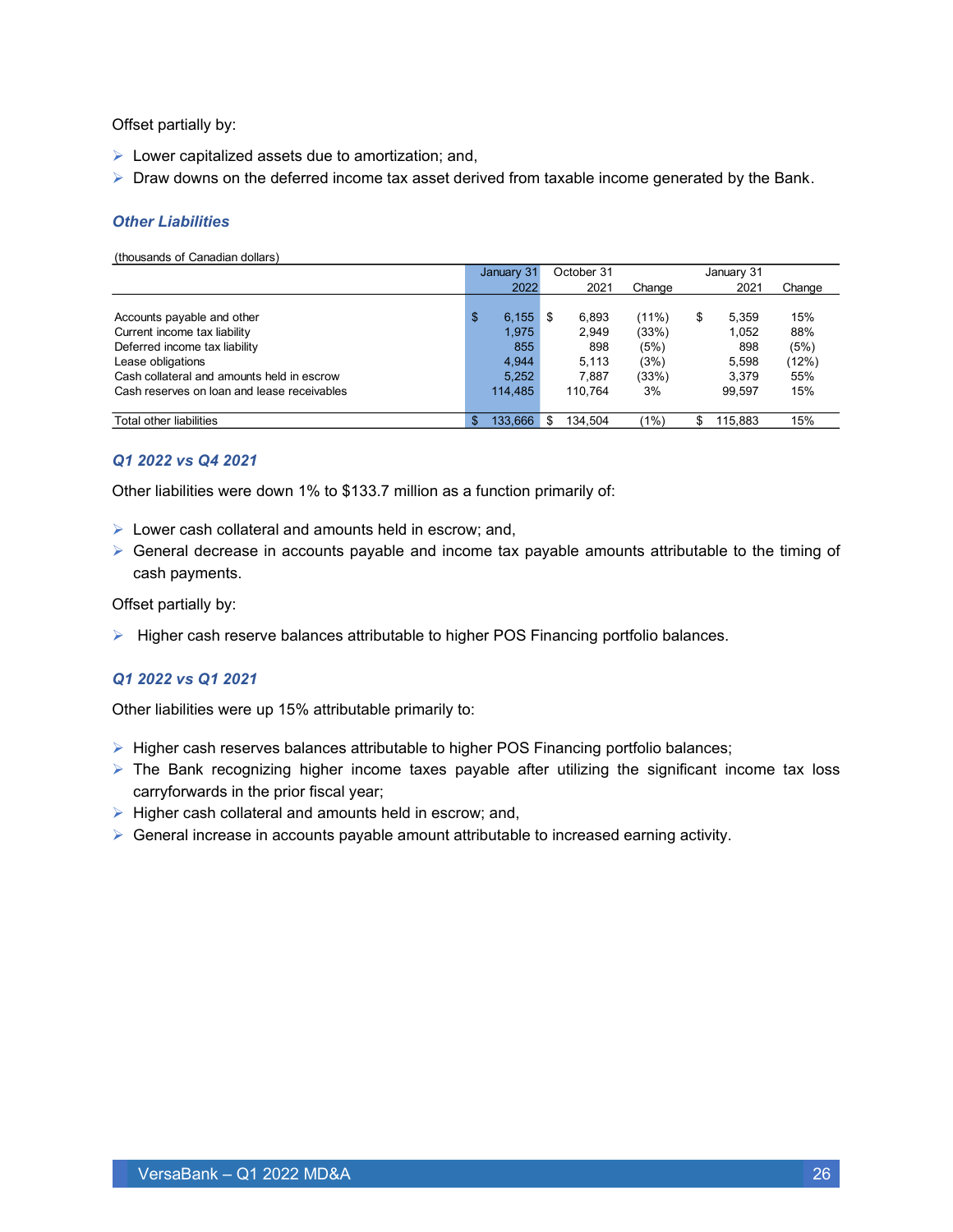Offset partially by:

- Lower capitalized assets due to amortization; and,
- Draw downs on the deferred income tax asset derived from taxable income generated by the Bank.

### Other Liabilities

(thousands of Canadian dollars)

| | January 31 2022 | October 31 2021 | Change | January 31 2021 | Change |
|---|---|---|---|---|---|
| Accounts payable and other | $ 6,155 | $ 6,893 | (11%) | $ 5,359 | 15% |
| Current income tax liability | 1,975 | 2,949 | (33%) | 1,052 | 88% |
| Deferred income tax liability | 855 | 898 | (5%) | 898 | (5%) |
| Lease obligations | 4,944 | 5,113 | (3%) | 5,598 | (12%) |
| Cash collateral and amounts held in escrow | 5,252 | 7,887 | (33%) | 3,379 | 55% |
| Cash reserves on loan and lease receivables | 114,485 | 110,764 | 3% | 99,597 | 15% |
| Total other liabilities | $ 133,666 | $ 134,504 | (1%) | $ 115,883 | 15% |

### Q1 2022 vs Q4 2021

Other liabilities were down 1% to $133.7 million as a function primarily of:

- Lower cash collateral and amounts held in escrow; and,
- General decrease in accounts payable and income tax payable amounts attributable to the timing of cash payments.

Offset partially by:

- Higher cash reserve balances attributable to higher POS Financing portfolio balances.

### Q1 2022 vs Q1 2021

Other liabilities were up 15% attributable primarily to:

- Higher cash reserves balances attributable to higher POS Financing portfolio balances;
- The Bank recognizing higher income taxes payable after utilizing the significant income tax loss carryforwards in the prior fiscal year;
- Higher cash collateral and amounts held in escrow; and,
- General increase in accounts payable amount attributable to increased earning activity.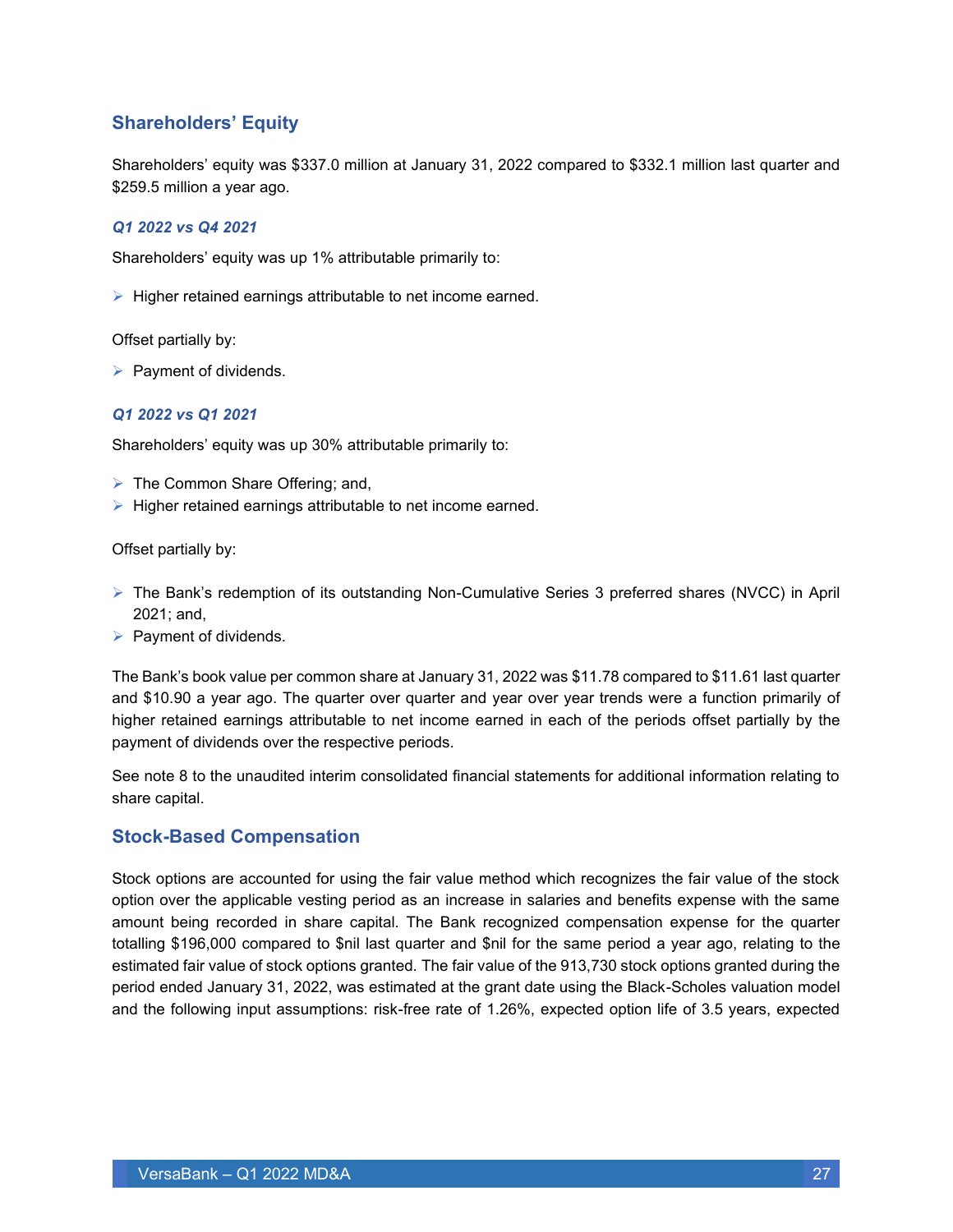## Shareholders' Equity

Shareholders' equity was $337.0 million at January 31, 2022 compared to $332.1 million last quarter and $259.5 million a year ago.

### *Q1 2022 vs Q4 2021*

Shareholders' equity was up 1% attributable primarily to:

- Higher retained earnings attributable to net income earned.

Offset partially by:

- Payment of dividends.

### *Q1 2022 vs Q1 2021*

Shareholders' equity was up 30% attributable primarily to:

- The Common Share Offering; and,
- Higher retained earnings attributable to net income earned.

Offset partially by:

- The Bank's redemption of its outstanding Non-Cumulative Series 3 preferred shares (NVCC) in April 2021; and,
- Payment of dividends.

The Bank's book value per common share at January 31, 2022 was $11.78 compared to $11.61 last quarter and $10.90 a year ago. The quarter over quarter and year over year trends were a function primarily of higher retained earnings attributable to net income earned in each of the periods offset partially by the payment of dividends over the respective periods.

See note 8 to the unaudited interim consolidated financial statements for additional information relating to share capital.

## Stock-Based Compensation

Stock options are accounted for using the fair value method which recognizes the fair value of the stock option over the applicable vesting period as an increase in salaries and benefits expense with the same amount being recorded in share capital. The Bank recognized compensation expense for the quarter totalling $196,000 compared to $nil last quarter and $nil for the same period a year ago, relating to the estimated fair value of stock options granted. The fair value of the 913,730 stock options granted during the period ended January 31, 2022, was estimated at the grant date using the Black-Scholes valuation model and the following input assumptions: risk-free rate of 1.26%, expected option life of 3.5 years, expected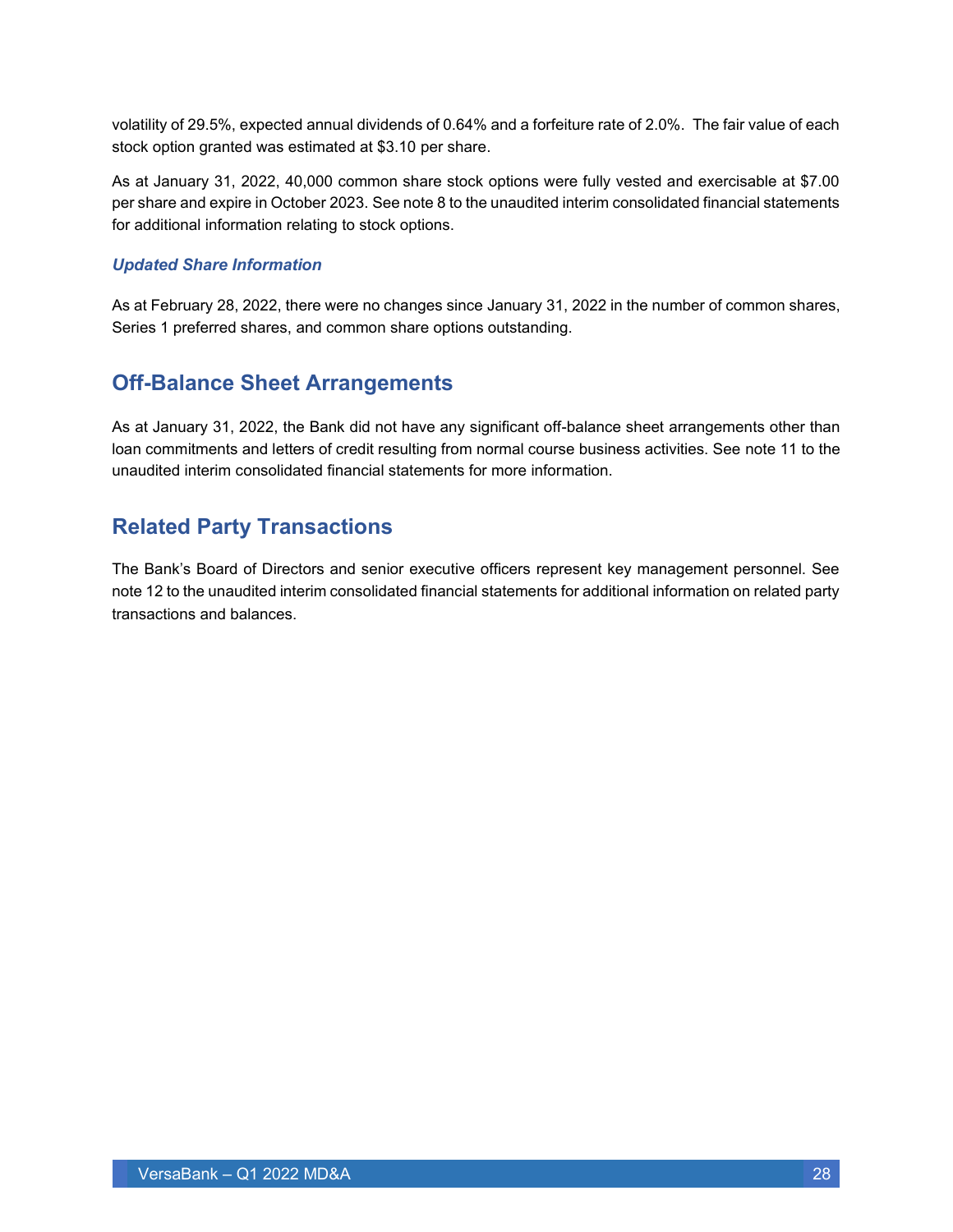volatility of 29.5%, expected annual dividends of 0.64% and a forfeiture rate of 2.0%. The fair value of each stock option granted was estimated at $3.10 per share.

As at January 31, 2022, 40,000 common share stock options were fully vested and exercisable at $7.00 per share and expire in October 2023. See note 8 to the unaudited interim consolidated financial statements for additional information relating to stock options.

### *Updated Share Information*

As at February 28, 2022, there were no changes since January 31, 2022 in the number of common shares, Series 1 preferred shares, and common share options outstanding.

## Off-Balance Sheet Arrangements

As at January 31, 2022, the Bank did not have any significant off-balance sheet arrangements other than loan commitments and letters of credit resulting from normal course business activities. See note 11 to the unaudited interim consolidated financial statements for more information.

## Related Party Transactions

The Bank's Board of Directors and senior executive officers represent key management personnel. See note 12 to the unaudited interim consolidated financial statements for additional information on related party transactions and balances.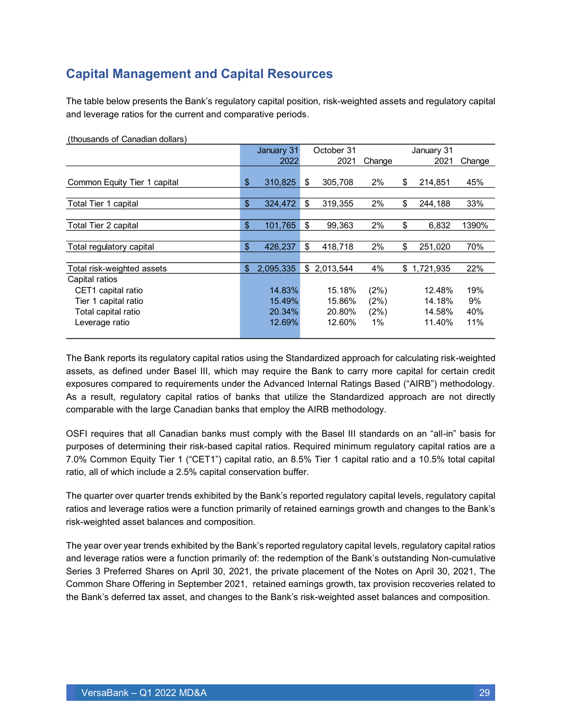## Capital Management and Capital Resources

The table below presents the Bank's regulatory capital position, risk-weighted assets and regulatory capital and leverage ratios for the current and comparative periods.

(thousands of Canadian dollars)

| | January 31 2022 | October 31 2021 | Change | January 31 2021 | Change |
|---|---|---|---|---|---|
| Common Equity Tier 1 capital | $ 310,825 | $ 305,708 | 2% | $ 214,851 | 45% |
| Total Tier 1 capital | $ 324,472 | $ 319,355 | 2% | $ 244,188 | 33% |
| Total Tier 2 capital | $ 101,765 | $ 99,363 | 2% | $ 6,832 | 1390% |
| Total regulatory capital | $ 426,237 | $ 418,718 | 2% | $ 251,020 | 70% |
| Total risk-weighted assets | $ 2,095,335 | $ 2,013,544 | 4% | $ 1,721,935 | 22% |
| Capital ratios | | | | | |
| CET1 capital ratio | 14.83% | 15.18% | (2%) | 12.48% | 19% |
| Tier 1 capital ratio | 15.49% | 15.86% | (2%) | 14.18% | 9% |
| Total capital ratio | 20.34% | 20.80% | (2%) | 14.58% | 40% |
| Leverage ratio | 12.69% | 12.60% | 1% | 11.40% | 11% |

The Bank reports its regulatory capital ratios using the Standardized approach for calculating risk-weighted assets, as defined under Basel III, which may require the Bank to carry more capital for certain credit exposures compared to requirements under the Advanced Internal Ratings Based ("AIRB") methodology. As a result, regulatory capital ratios of banks that utilize the Standardized approach are not directly comparable with the large Canadian banks that employ the AIRB methodology.

OSFI requires that all Canadian banks must comply with the Basel III standards on an "all-in" basis for purposes of determining their risk-based capital ratios. Required minimum regulatory capital ratios are a 7.0% Common Equity Tier 1 ("CET1") capital ratio, an 8.5% Tier 1 capital ratio and a 10.5% total capital ratio, all of which include a 2.5% capital conservation buffer.

The quarter over quarter trends exhibited by the Bank's reported regulatory capital levels, regulatory capital ratios and leverage ratios were a function primarily of retained earnings growth and changes to the Bank's risk-weighted asset balances and composition.

The year over year trends exhibited by the Bank's reported regulatory capital levels, regulatory capital ratios and leverage ratios were a function primarily of: the redemption of the Bank's outstanding Non-cumulative Series 3 Preferred Shares on April 30, 2021, the private placement of the Notes on April 30, 2021, The Common Share Offering in September 2021, retained earnings growth, tax provision recoveries related to the Bank's deferred tax asset, and changes to the Bank's risk-weighted asset balances and composition.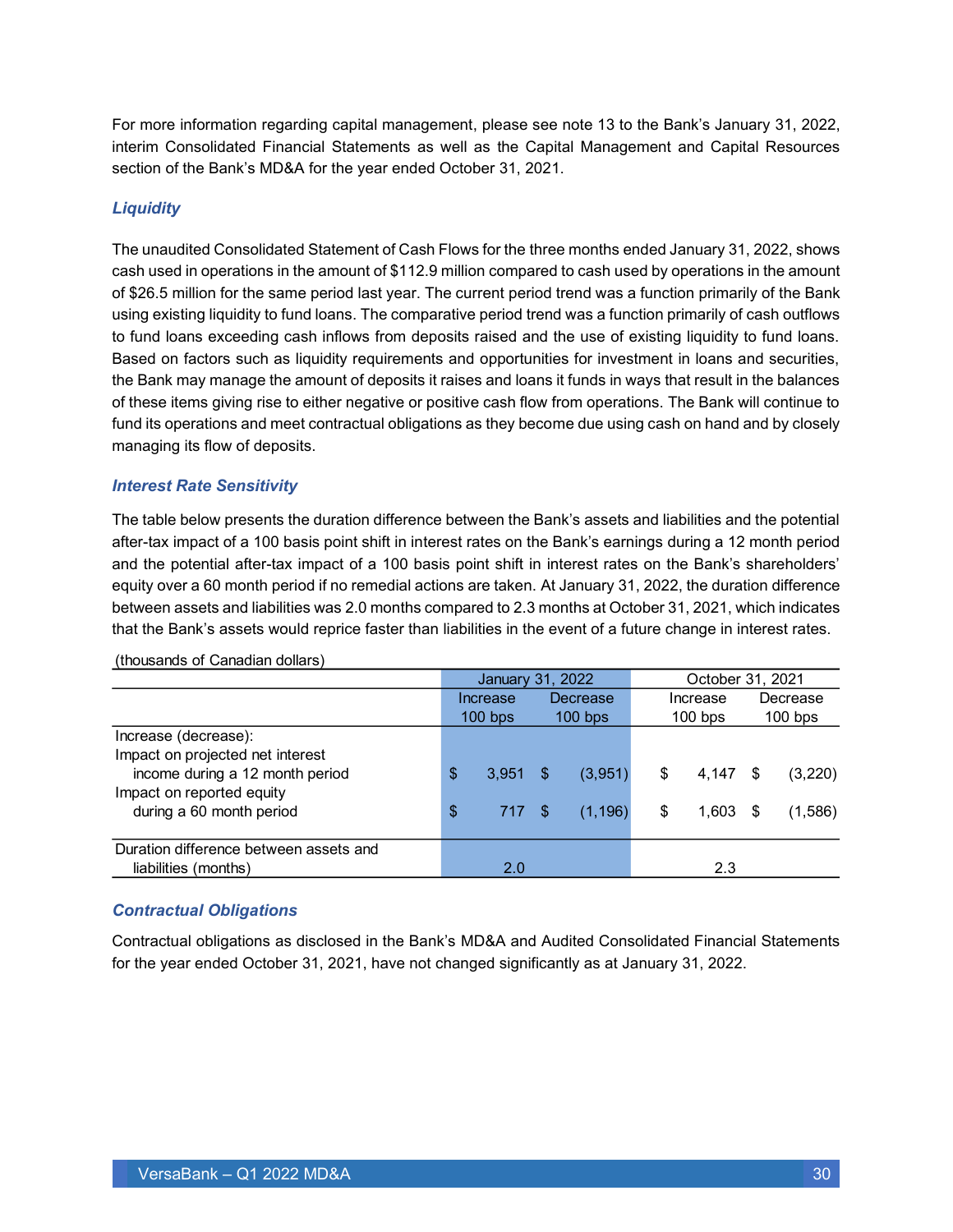For more information regarding capital management, please see note 13 to the Bank's January 31, 2022, interim Consolidated Financial Statements as well as the Capital Management and Capital Resources section of the Bank's MD&A for the year ended October 31, 2021.

### *Liquidity*

The unaudited Consolidated Statement of Cash Flows for the three months ended January 31, 2022, shows cash used in operations in the amount of $112.9 million compared to cash used by operations in the amount of $26.5 million for the same period last year. The current period trend was a function primarily of the Bank using existing liquidity to fund loans. The comparative period trend was a function primarily of cash outflows to fund loans exceeding cash inflows from deposits raised and the use of existing liquidity to fund loans. Based on factors such as liquidity requirements and opportunities for investment in loans and securities, the Bank may manage the amount of deposits it raises and loans it funds in ways that result in the balances of these items giving rise to either negative or positive cash flow from operations. The Bank will continue to fund its operations and meet contractual obligations as they become due using cash on hand and by closely managing its flow of deposits.

### *Interest Rate Sensitivity*

The table below presents the duration difference between the Bank's assets and liabilities and the potential after-tax impact of a 100 basis point shift in interest rates on the Bank's earnings during a 12 month period and the potential after-tax impact of a 100 basis point shift in interest rates on the Bank's shareholders' equity over a 60 month period if no remedial actions are taken. At January 31, 2022, the duration difference between assets and liabilities was 2.0 months compared to 2.3 months at October 31, 2021, which indicates that the Bank's assets would reprice faster than liabilities in the event of a future change in interest rates.

(thousands of Canadian dollars)

| | January 31, 2022 | | October 31, 2021 | |
|---|---|---|---|---|
| | Increase 100 bps | Decrease 100 bps | Increase 100 bps | Decrease 100 bps |
| Increase (decrease): | | | | |
| Impact on projected net interest income during a 12 month period | $ 3,951 | $ (3,951) | $ 4,147 | $ (3,220) |
| Impact on reported equity during a 60 month period | $ 717 | $ (1,196) | $ 1,603 | $ (1,586) |
| Duration difference between assets and liabilities (months) | 2.0 | | 2.3 | |

### *Contractual Obligations*

Contractual obligations as disclosed in the Bank's MD&A and Audited Consolidated Financial Statements for the year ended October 31, 2021, have not changed significantly as at January 31, 2022.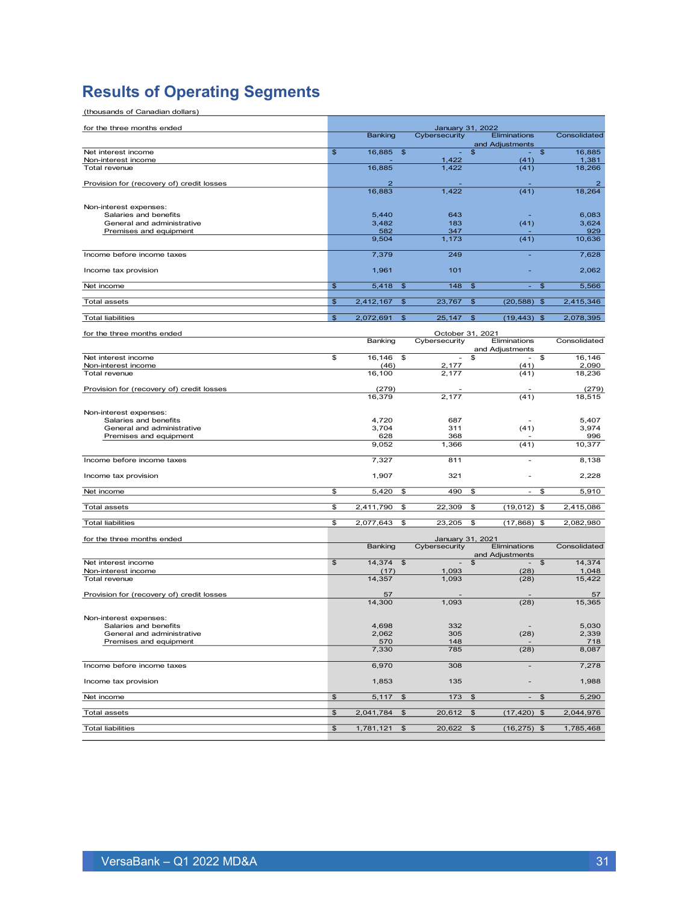# Results of Operating Segments

(thousands of Canadian dollars)

| for the three months ended | January 31, 2022 | | | |
|---|---|---|---|---|
| | Banking | Cybersecurity | Eliminations and Adjustments | Consolidated |
| Net interest income | $ 16,885 | $ - | $ - | $ 16,885 |
| Non-interest income | - | 1,422 | (41) | 1,381 |
| Total revenue | 16,885 | 1,422 | (41) | 18,266 |
| Provision for (recovery of) credit losses | 2 | - | - | 2 |
| | 16,883 | 1,422 | (41) | 18,264 |
| Non-interest expenses: | | | | |
| Salaries and benefits | 5,440 | 643 | - | 6,083 |
| General and administrative | 3,482 | 183 | (41) | 3,624 |
| Premises and equipment | 582 | 347 | - | 929 |
| | 9,504 | 1,173 | (41) | 10,636 |
| Income before income taxes | 7,379 | 249 | - | 7,628 |
| Income tax provision | 1,961 | 101 | - | 2,062 |
| Net income | $ 5,418 | $ 148 | $ - | $ 5,566 |
| Total assets | $ 2,412,167 | $ 23,767 | $ (20,588) | $ 2,415,346 |
| Total liabilities | $ 2,072,691 | $ 25,147 | $ (19,443) | $ 2,078,395 |

| for the three months ended | October 31, 2021 | | | |
|---|---|---|---|---|
| | Banking | Cybersecurity | Eliminations and Adjustments | Consolidated |
| Net interest income | $ 16,146 | $ - | $ - | $ 16,146 |
| Non-interest income | (46) | 2,177 | (41) | 2,090 |
| Total revenue | 16,100 | 2,177 | (41) | 18,236 |
| Provision for (recovery of) credit losses | (279) | - | - | (279) |
| | 16,379 | 2,177 | (41) | 18,515 |
| Non-interest expenses: | | | | |
| Salaries and benefits | 4,720 | 687 | - | 5,407 |
| General and administrative | 3,704 | 311 | (41) | 3,974 |
| Premises and equipment | 628 | 368 | - | 996 |
| | 9,052 | 1,366 | (41) | 10,377 |
| Income before income taxes | 7,327 | 811 | - | 8,138 |
| Income tax provision | 1,907 | 321 | - | 2,228 |
| Net income | $ 5,420 | $ 490 | $ - | $ 5,910 |
| Total assets | $ 2,411,790 | $ 22,309 | $ (19,012) | $ 2,415,086 |
| Total liabilities | $ 2,077,643 | $ 23,205 | $ (17,868) | $ 2,082,980 |

| for the three months ended | January 31, 2021 | | | |
|---|---|---|---|---|
| | Banking | Cybersecurity | Eliminations and Adjustments | Consolidated |
| Net interest income | $ 14,374 | $ - | $ - | $ 14,374 |
| Non-interest income | (17) | 1,093 | (28) | 1,048 |
| Total revenue | 14,357 | 1,093 | (28) | 15,422 |
| Provision for (recovery of) credit losses | 57 | - | - | 57 |
| | 14,300 | 1,093 | (28) | 15,365 |
| Non-interest expenses: | | | | |
| Salaries and benefits | 4,698 | 332 | - | 5,030 |
| General and administrative | 2,062 | 305 | (28) | 2,339 |
| Premises and equipment | 570 | 148 | - | 718 |
| | 7,330 | 785 | (28) | 8,087 |
| Income before income taxes | 6,970 | 308 | - | 7,278 |
| Income tax provision | 1,853 | 135 | - | 1,988 |
| Net income | $ 5,117 | $ 173 | $ - | $ 5,290 |
| Total assets | $ 2,041,784 | $ 20,612 | $ (17,420) | $ 2,044,976 |
| Total liabilities | $ 1,781,121 | $ 20,622 | $ (16,275) | $ 1,785,468 |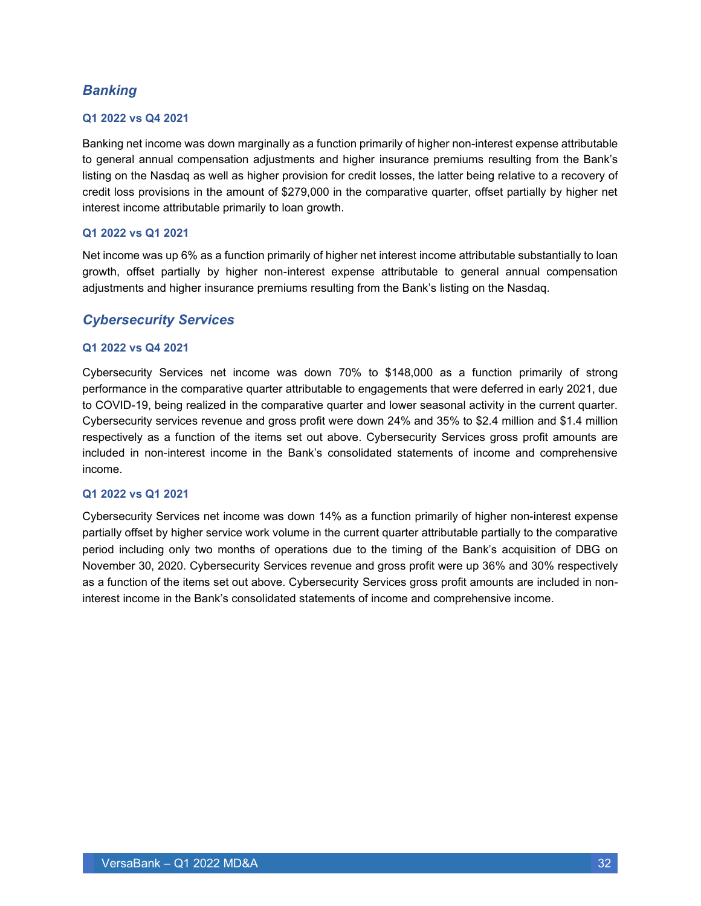## *Banking*

### Q1 2022 vs Q4 2021

Banking net income was down marginally as a function primarily of higher non-interest expense attributable to general annual compensation adjustments and higher insurance premiums resulting from the Bank's listing on the Nasdaq as well as higher provision for credit losses, the latter being relative to a recovery of credit loss provisions in the amount of $279,000 in the comparative quarter, offset partially by higher net interest income attributable primarily to loan growth.

### Q1 2022 vs Q1 2021

Net income was up 6% as a function primarily of higher net interest income attributable substantially to loan growth, offset partially by higher non-interest expense attributable to general annual compensation adjustments and higher insurance premiums resulting from the Bank's listing on the Nasdaq.

## *Cybersecurity Services*

### Q1 2022 vs Q4 2021

Cybersecurity Services net income was down 70% to $148,000 as a function primarily of strong performance in the comparative quarter attributable to engagements that were deferred in early 2021, due to COVID-19, being realized in the comparative quarter and lower seasonal activity in the current quarter. Cybersecurity services revenue and gross profit were down 24% and 35% to $2.4 million and $1.4 million respectively as a function of the items set out above. Cybersecurity Services gross profit amounts are included in non-interest income in the Bank's consolidated statements of income and comprehensive income.

### Q1 2022 vs Q1 2021

Cybersecurity Services net income was down 14% as a function primarily of higher non-interest expense partially offset by higher service work volume in the current quarter attributable partially to the comparative period including only two months of operations due to the timing of the Bank's acquisition of DBG on November 30, 2020. Cybersecurity Services revenue and gross profit were up 36% and 30% respectively as a function of the items set out above. Cybersecurity Services gross profit amounts are included in non-interest income in the Bank's consolidated statements of income and comprehensive income.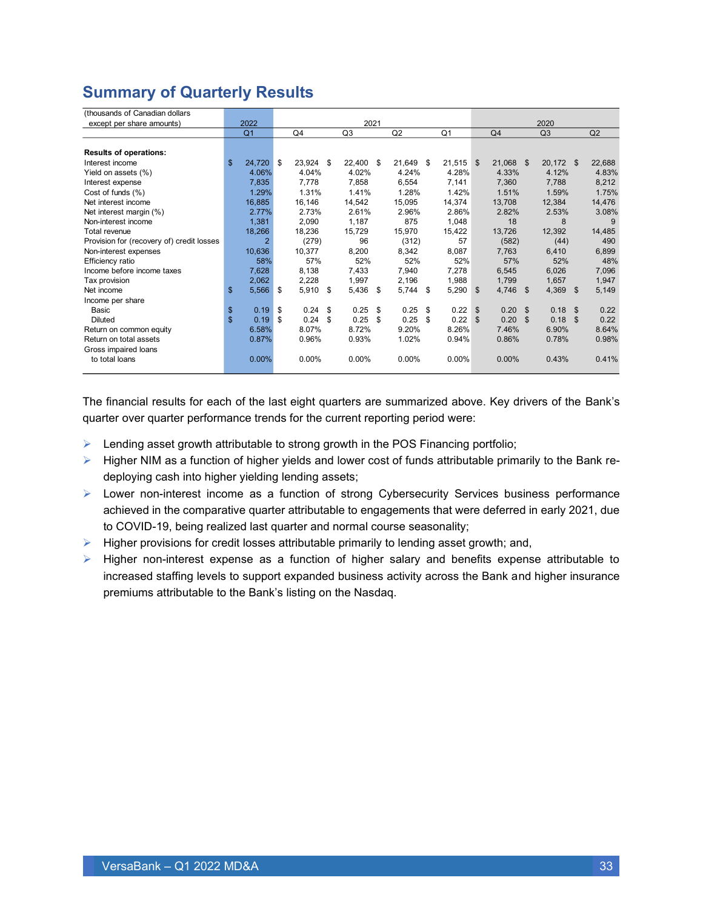## Summary of Quarterly Results

| (thousands of Canadian dollars except per share amounts) | 2022 | 2021 | | | | 2020 | | |
|---|---|---|---|---|---|---|---|---|
| | Q1 | Q4 | Q3 | Q2 | Q1 | Q4 | Q3 | Q2 |
| **Results of operations:** | | | | | | | | |
| Interest income | $ 24,720 | $ 23,924 | $ 22,400 | $ 21,649 | $ 21,515 | $ 21,068 | $ 20,172 | $ 22,688 |
| Yield on assets (%) | 4.06% | 4.04% | 4.02% | 4.24% | 4.28% | 4.33% | 4.12% | 4.83% |
| Interest expense | 7,835 | 7,778 | 7,858 | 6,554 | 7,141 | 7,360 | 7,788 | 8,212 |
| Cost of funds (%) | 1.29% | 1.31% | 1.41% | 1.28% | 1.42% | 1.51% | 1.59% | 1.75% |
| Net interest income | 16,885 | 16,146 | 14,542 | 15,095 | 14,374 | 13,708 | 12,384 | 14,476 |
| Net interest margin (%) | 2.77% | 2.73% | 2.61% | 2.96% | 2.86% | 2.82% | 2.53% | 3.08% |
| Non-interest income | 1,381 | 2,090 | 1,187 | 875 | 1,048 | 18 | 8 | 9 |
| Total revenue | 18,266 | 18,236 | 15,729 | 15,970 | 15,422 | 13,726 | 12,392 | 14,485 |
| Provision for (recovery of) credit losses | 2 | (279) | 96 | (312) | 57 | (582) | (44) | 490 |
| Non-interest expenses | 10,636 | 10,377 | 8,200 | 8,342 | 8,087 | 7,763 | 6,410 | 6,899 |
| Efficiency ratio | 58% | 57% | 52% | 52% | 52% | 57% | 52% | 48% |
| Income before income taxes | 7,628 | 8,138 | 7,433 | 7,940 | 7,278 | 6,545 | 6,026 | 7,096 |
| Tax provision | 2,062 | 2,228 | 1,997 | 2,196 | 1,988 | 1,799 | 1,657 | 1,947 |
| Net income | $ 5,566 | $ 5,910 | $ 5,436 | $ 5,744 | $ 5,290 | $ 4,746 | $ 4,369 | $ 5,149 |
| Income per share | | | | | | | | |
| Basic | $ 0.19 | $ 0.24 | $ 0.25 | $ 0.25 | $ 0.22 | $ 0.20 | $ 0.18 | $ 0.22 |
| Diluted | $ 0.19 | $ 0.24 | $ 0.25 | $ 0.25 | $ 0.22 | $ 0.20 | $ 0.18 | $ 0.22 |
| Return on common equity | 6.58% | 8.07% | 8.72% | 9.20% | 8.26% | 7.46% | 6.90% | 8.64% |
| Return on total assets | 0.87% | 0.96% | 0.93% | 1.02% | 0.94% | 0.86% | 0.78% | 0.98% |
| Gross impaired loans to total loans | 0.00% | 0.00% | 0.00% | 0.00% | 0.00% | 0.00% | 0.43% | 0.41% |

The financial results for each of the last eight quarters are summarized above. Key drivers of the Bank's quarter over quarter performance trends for the current reporting period were:

- Lending asset growth attributable to strong growth in the POS Financing portfolio;
- Higher NIM as a function of higher yields and lower cost of funds attributable primarily to the Bank re-deploying cash into higher yielding lending assets;
- Lower non-interest income as a function of strong Cybersecurity Services business performance achieved in the comparative quarter attributable to engagements that were deferred in early 2021, due to COVID-19, being realized last quarter and normal course seasonality;
- Higher provisions for credit losses attributable primarily to lending asset growth; and,
- Higher non-interest expense as a function of higher salary and benefits expense attributable to increased staffing levels to support expanded business activity across the Bank and higher insurance premiums attributable to the Bank's listing on the Nasdaq.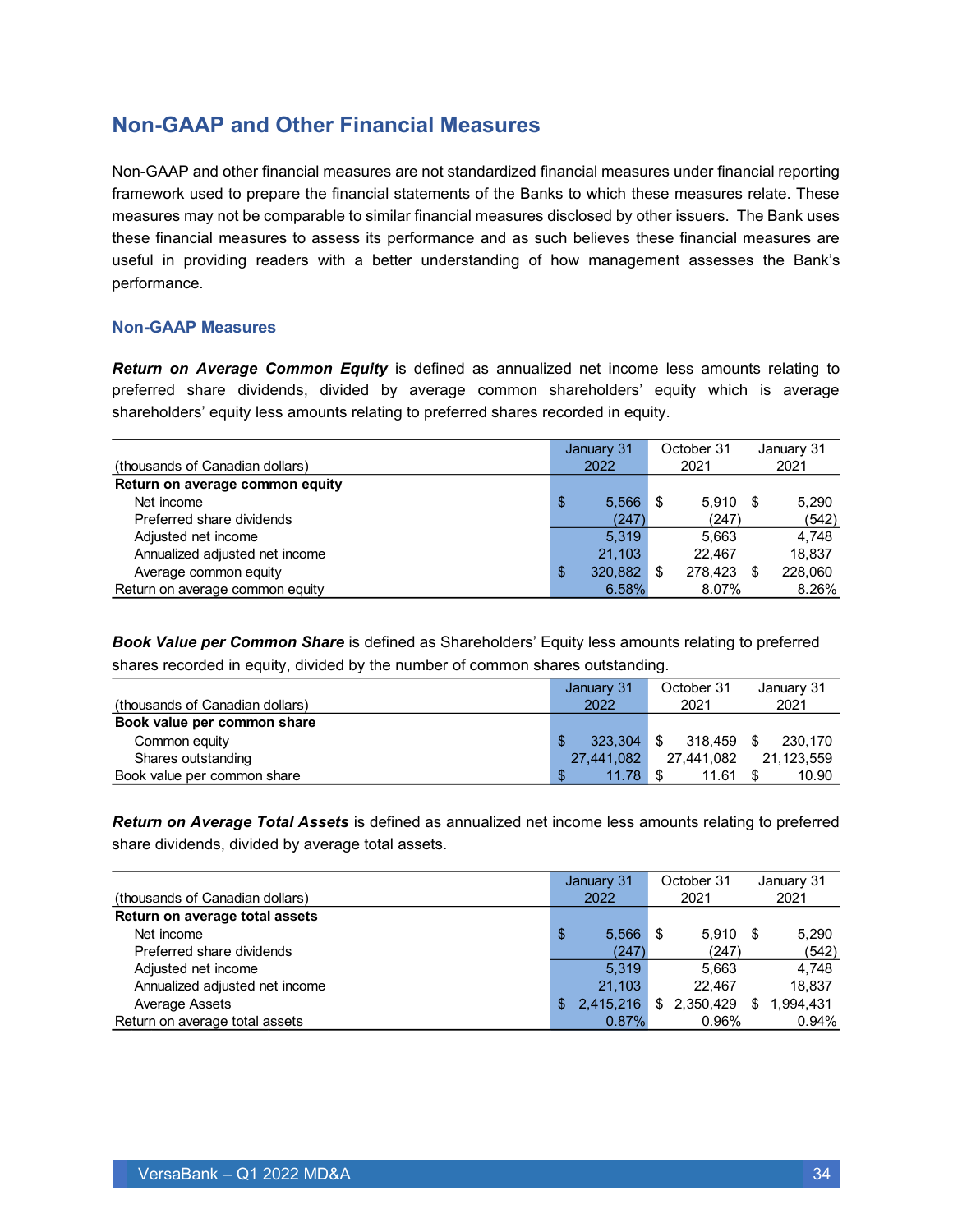## Non-GAAP and Other Financial Measures

Non-GAAP and other financial measures are not standardized financial measures under financial reporting framework used to prepare the financial statements of the Banks to which these measures relate. These measures may not be comparable to similar financial measures disclosed by other issuers. The Bank uses these financial measures to assess its performance and as such believes these financial measures are useful in providing readers with a better understanding of how management assesses the Bank's performance.

### Non-GAAP Measures

***Return on Average Common Equity*** is defined as annualized net income less amounts relating to preferred share dividends, divided by average common shareholders' equity which is average shareholders' equity less amounts relating to preferred shares recorded in equity.

| (thousands of Canadian dollars) | January 31 2022 | October 31 2021 | January 31 2021 |
|---|---|---|---|
| **Return on average common equity** | | | |
| Net income | $ 5,566 | $ 5,910 | $ 5,290 |
| Preferred share dividends | (247) | (247) | (542) |
| Adjusted net income | 5,319 | 5,663 | 4,748 |
| Annualized adjusted net income | 21,103 | 22,467 | 18,837 |
| Average common equity | $ 320,882 | $ 278,423 | $ 228,060 |
| Return on average common equity | 6.58% | 8.07% | 8.26% |

***Book Value per Common Share*** is defined as Shareholders' Equity less amounts relating to preferred shares recorded in equity, divided by the number of common shares outstanding.

| (thousands of Canadian dollars) | January 31 2022 | October 31 2021 | January 31 2021 |
|---|---|---|---|
| **Book value per common share** | | | |
| Common equity | $ 323,304 | $ 318,459 | $ 230,170 |
| Shares outstanding | 27,441,082 | 27,441,082 | 21,123,559 |
| Book value per common share | $ 11.78 | $ 11.61 | $ 10.90 |

***Return on Average Total Assets*** is defined as annualized net income less amounts relating to preferred share dividends, divided by average total assets.

| (thousands of Canadian dollars) | January 31 2022 | October 31 2021 | January 31 2021 |
|---|---|---|---|
| **Return on average total assets** | | | |
| Net income | $ 5,566 | $ 5,910 | $ 5,290 |
| Preferred share dividends | (247) | (247) | (542) |
| Adjusted net income | 5,319 | 5,663 | 4,748 |
| Annualized adjusted net income | 21,103 | 22,467 | 18,837 |
| Average Assets | $ 2,415,216 | $ 2,350,429 | $ 1,994,431 |
| Return on average total assets | 0.87% | 0.96% | 0.94% |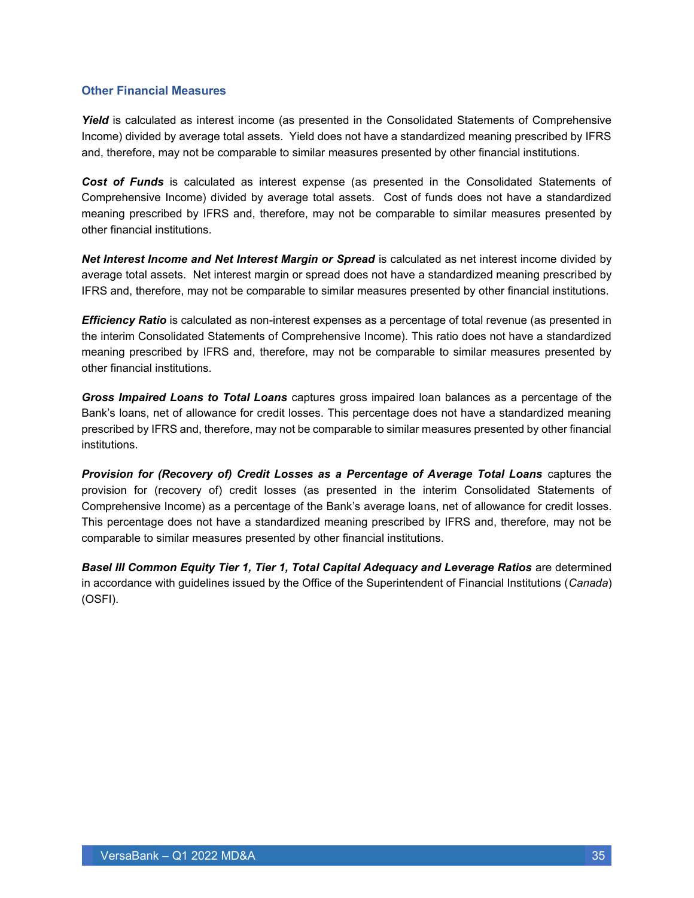## Other Financial Measures

***Yield*** is calculated as interest income (as presented in the Consolidated Statements of Comprehensive Income) divided by average total assets. Yield does not have a standardized meaning prescribed by IFRS and, therefore, may not be comparable to similar measures presented by other financial institutions.

***Cost of Funds*** is calculated as interest expense (as presented in the Consolidated Statements of Comprehensive Income) divided by average total assets. Cost of funds does not have a standardized meaning prescribed by IFRS and, therefore, may not be comparable to similar measures presented by other financial institutions.

***Net Interest Income and Net Interest Margin or Spread*** is calculated as net interest income divided by average total assets. Net interest margin or spread does not have a standardized meaning prescribed by IFRS and, therefore, may not be comparable to similar measures presented by other financial institutions.

***Efficiency Ratio*** is calculated as non-interest expenses as a percentage of total revenue (as presented in the interim Consolidated Statements of Comprehensive Income). This ratio does not have a standardized meaning prescribed by IFRS and, therefore, may not be comparable to similar measures presented by other financial institutions.

***Gross Impaired Loans to Total Loans*** captures gross impaired loan balances as a percentage of the Bank's loans, net of allowance for credit losses. This percentage does not have a standardized meaning prescribed by IFRS and, therefore, may not be comparable to similar measures presented by other financial institutions.

***Provision for (Recovery of) Credit Losses as a Percentage of Average Total Loans*** captures the provision for (recovery of) credit losses (as presented in the interim Consolidated Statements of Comprehensive Income) as a percentage of the Bank's average loans, net of allowance for credit losses. This percentage does not have a standardized meaning prescribed by IFRS and, therefore, may not be comparable to similar measures presented by other financial institutions.

***Basel III Common Equity Tier 1, Tier 1, Total Capital Adequacy and Leverage Ratios*** are determined in accordance with guidelines issued by the Office of the Superintendent of Financial Institutions (*Canada*) (OSFI).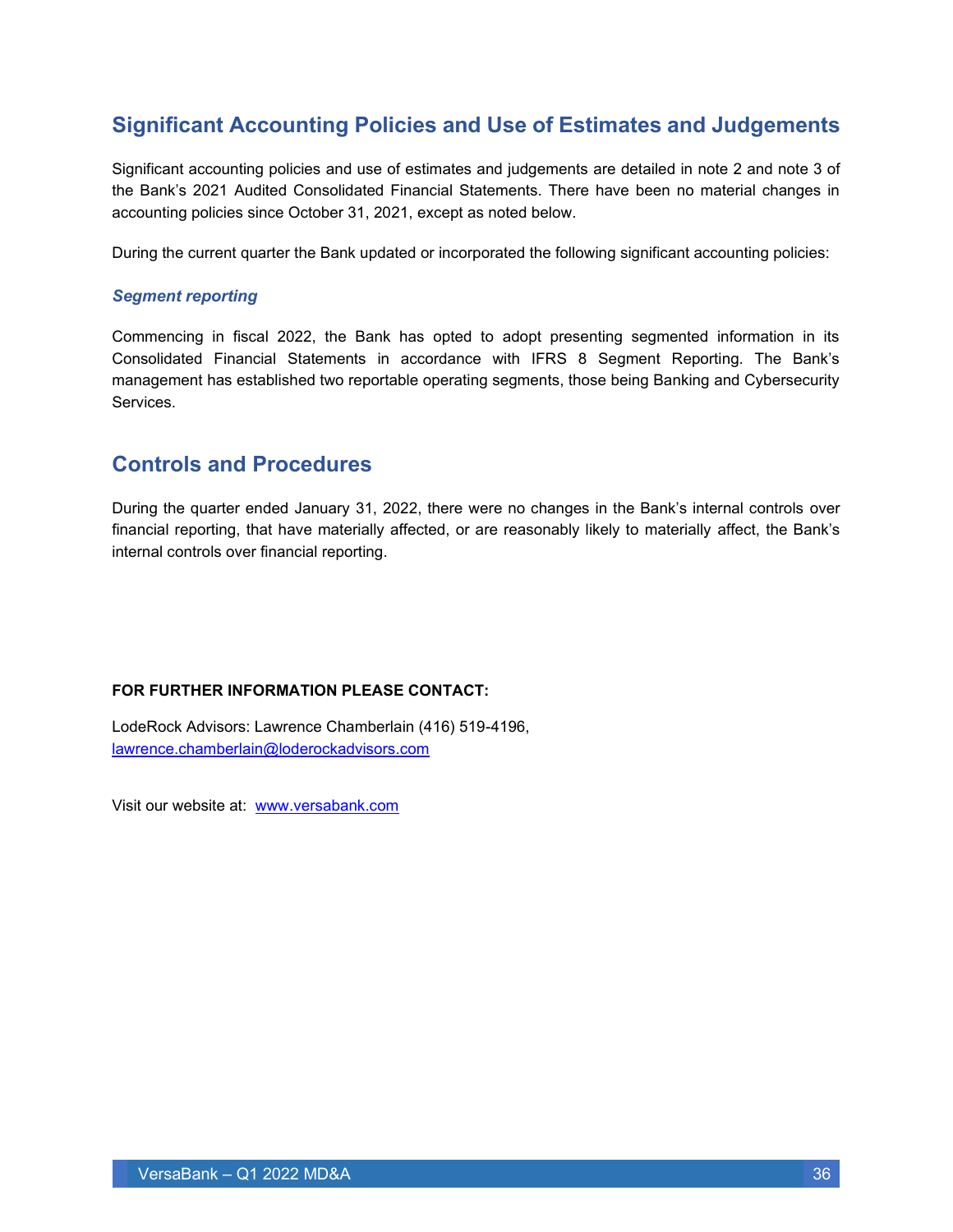## Significant Accounting Policies and Use of Estimates and Judgements

Significant accounting policies and use of estimates and judgements are detailed in note 2 and note 3 of the Bank's 2021 Audited Consolidated Financial Statements. There have been no material changes in accounting policies since October 31, 2021, except as noted below.

During the current quarter the Bank updated or incorporated the following significant accounting policies:

### *Segment reporting*

Commencing in fiscal 2022, the Bank has opted to adopt presenting segmented information in its Consolidated Financial Statements in accordance with IFRS 8 Segment Reporting. The Bank's management has established two reportable operating segments, those being Banking and Cybersecurity Services.

## Controls and Procedures

During the quarter ended January 31, 2022, there were no changes in the Bank's internal controls over financial reporting, that have materially affected, or are reasonably likely to materially affect, the Bank's internal controls over financial reporting.

**FOR FURTHER INFORMATION PLEASE CONTACT:**

LodeRock Advisors: Lawrence Chamberlain (416) 519-4196,
lawrence.chamberlain@loderockadvisors.com

Visit our website at: www.versabank.com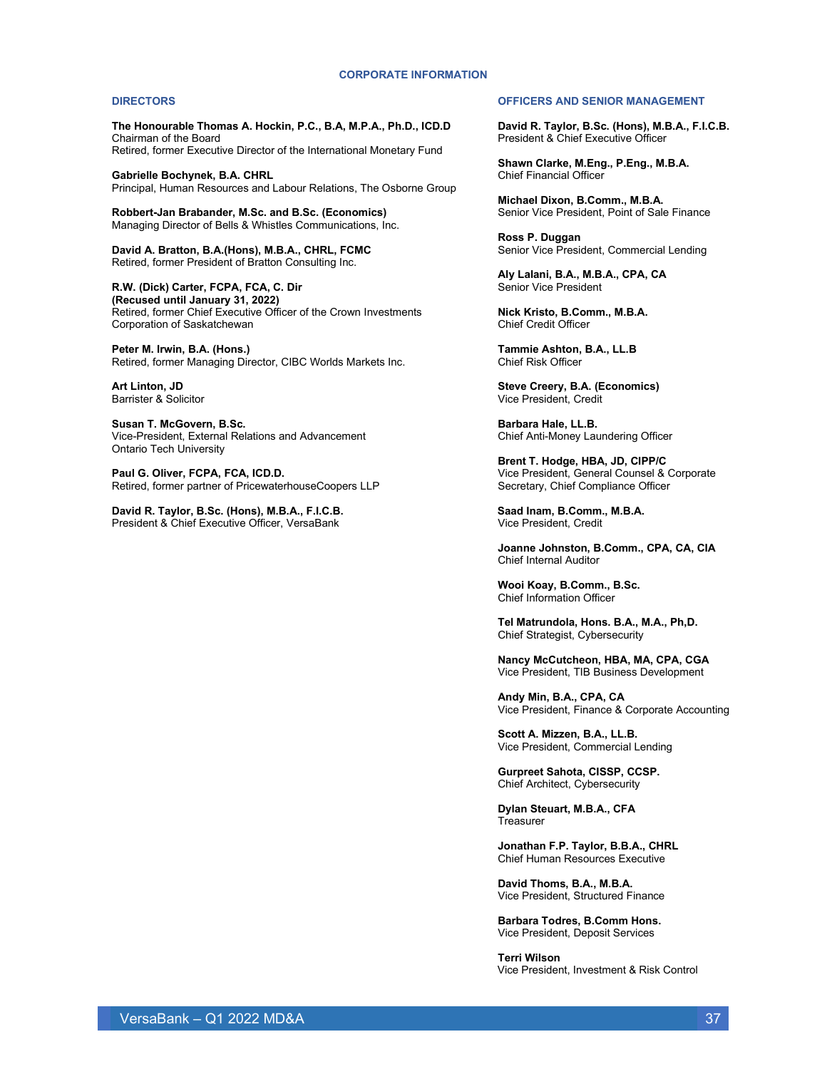# CORPORATE INFORMATION

## DIRECTORS

**The Honourable Thomas A. Hockin, P.C., B.A, M.P.A., Ph.D., ICD.D**
Chairman of the Board
Retired, former Executive Director of the International Monetary Fund

**Gabrielle Bochynek, B.A. CHRL**
Principal, Human Resources and Labour Relations, The Osborne Group

**Robbert-Jan Brabander, M.Sc. and B.Sc. (Economics)**
Managing Director of Bells & Whistles Communications, Inc.

**David A. Bratton, B.A.(Hons), M.B.A., CHRL, FCMC**
Retired, former President of Bratton Consulting Inc.

**R.W. (Dick) Carter, FCPA, FCA, C. Dir**
**(Recused until January 31, 2022)**
Retired, former Chief Executive Officer of the Crown Investments Corporation of Saskatchewan

**Peter M. Irwin, B.A. (Hons.)**
Retired, former Managing Director, CIBC Worlds Markets Inc.

**Art Linton, JD**
Barrister & Solicitor

**Susan T. McGovern, B.Sc.**
Vice-President, External Relations and Advancement
Ontario Tech University

**Paul G. Oliver, FCPA, FCA, ICD.D.**
Retired, former partner of PricewaterhouseCoopers LLP

**David R. Taylor, B.Sc. (Hons), M.B.A., F.I.C.B.**
President & Chief Executive Officer, VersaBank

## OFFICERS AND SENIOR MANAGEMENT

**David R. Taylor, B.Sc. (Hons), M.B.A., F.I.C.B.**
President & Chief Executive Officer

**Shawn Clarke, M.Eng., P.Eng., M.B.A.**
Chief Financial Officer

**Michael Dixon, B.Comm., M.B.A.**
Senior Vice President, Point of Sale Finance

**Ross P. Duggan**
Senior Vice President, Commercial Lending

**Aly Lalani, B.A., M.B.A., CPA, CA**
Senior Vice President

**Nick Kristo, B.Comm., M.B.A.**
Chief Credit Officer

**Tammie Ashton, B.A., LL.B**
Chief Risk Officer

**Steve Creery, B.A. (Economics)**
Vice President, Credit

**Barbara Hale, LL.B.**
Chief Anti-Money Laundering Officer

**Brent T. Hodge, HBA, JD, CIPP/C**
Vice President, General Counsel & Corporate Secretary, Chief Compliance Officer

**Saad Inam, B.Comm., M.B.A.**
Vice President, Credit

**Joanne Johnston, B.Comm., CPA, CA, CIA**
Chief Internal Auditor

**Wooi Koay, B.Comm., B.Sc.**
Chief Information Officer

**Tel Matrundola, Hons. B.A., M.A., Ph,D.**
Chief Strategist, Cybersecurity

**Nancy McCutcheon, HBA, MA, CPA, CGA**
Vice President, TIB Business Development

**Andy Min, B.A., CPA, CA**
Vice President, Finance & Corporate Accounting

**Scott A. Mizzen, B.A., LL.B.**
Vice President, Commercial Lending

**Gurpreet Sahota, CISSP, CCSP.**
Chief Architect, Cybersecurity

**Dylan Steuart, M.B.A., CFA**
Treasurer

**Jonathan F.P. Taylor, B.B.A., CHRL**
Chief Human Resources Executive

**David Thoms, B.A., M.B.A.**
Vice President, Structured Finance

**Barbara Todres, B.Comm Hons.**
Vice President, Deposit Services

**Terri Wilson**
Vice President, Investment & Risk Control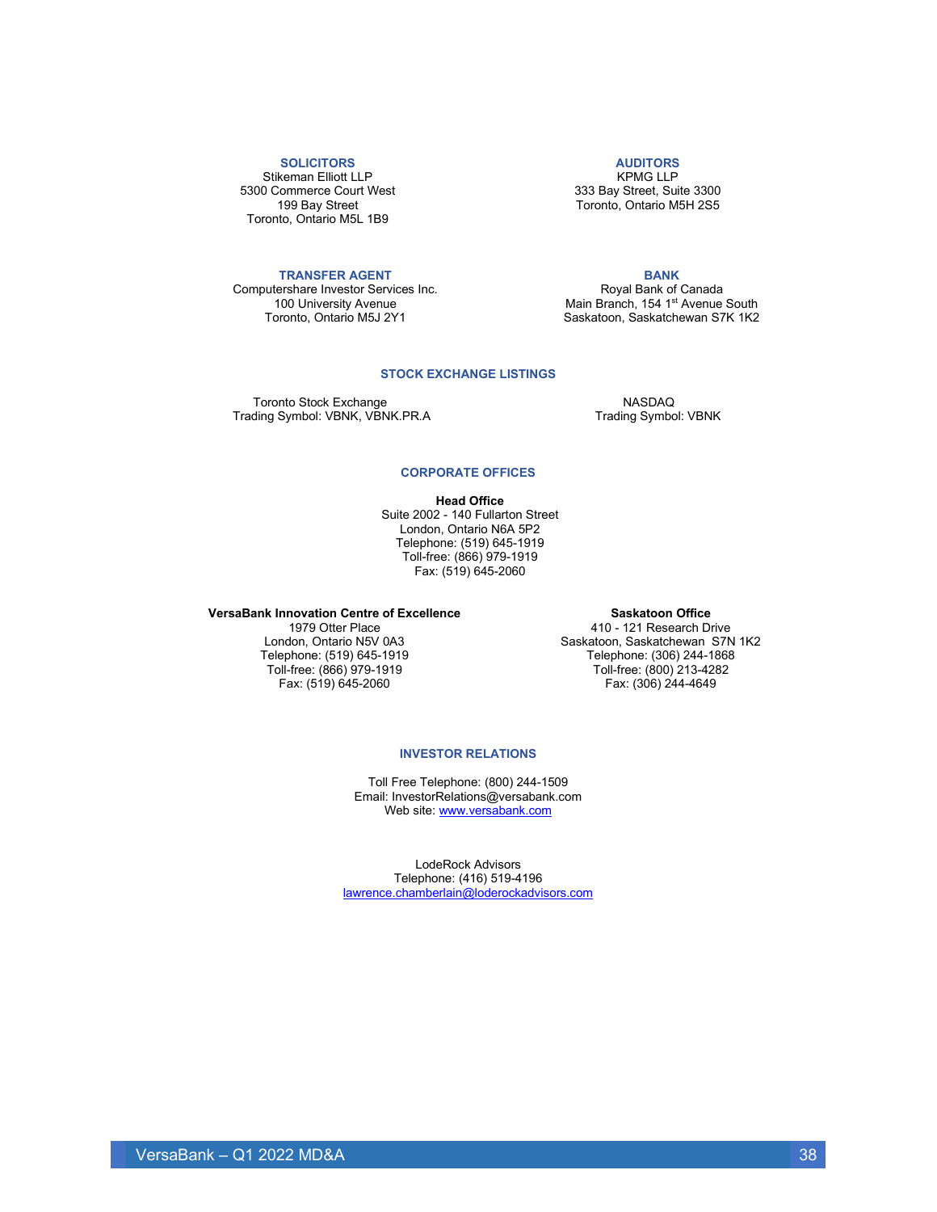**SOLICITORS**
Stikeman Elliott LLP
5300 Commerce Court West
199 Bay Street
Toronto, Ontario M5L 1B9

**AUDITORS**
KPMG LLP
333 Bay Street, Suite 3300
Toronto, Ontario M5H 2S5

**TRANSFER AGENT**
Computershare Investor Services Inc.
100 University Avenue
Toronto, Ontario M5J 2Y1

**BANK**
Royal Bank of Canada
Main Branch, 154 1st Avenue South
Saskatoon, Saskatchewan S7K 1K2

## STOCK EXCHANGE LISTINGS

Toronto Stock Exchange
Trading Symbol: VBNK, VBNK.PR.A

NASDAQ
Trading Symbol: VBNK

## CORPORATE OFFICES

**Head Office**
Suite 2002 - 140 Fullarton Street
London, Ontario N6A 5P2
Telephone: (519) 645-1919
Toll-free: (866) 979-1919
Fax: (519) 645-2060

**VersaBank Innovation Centre of Excellence**
1979 Otter Place
London, Ontario N5V 0A3
Telephone: (519) 645-1919
Toll-free: (866) 979-1919
Fax: (519) 645-2060

**Saskatoon Office**
410 - 121 Research Drive
Saskatoon, Saskatchewan S7N 1K2
Telephone: (306) 244-1868
Toll-free: (800) 213-4282
Fax: (306) 244-4649

## INVESTOR RELATIONS

Toll Free Telephone: (800) 244-1509
Email: InvestorRelations@versabank.com
Web site: www.versabank.com

LodeRock Advisors
Telephone: (416) 519-4196
lawrence.chamberlain@loderockadvisors.com